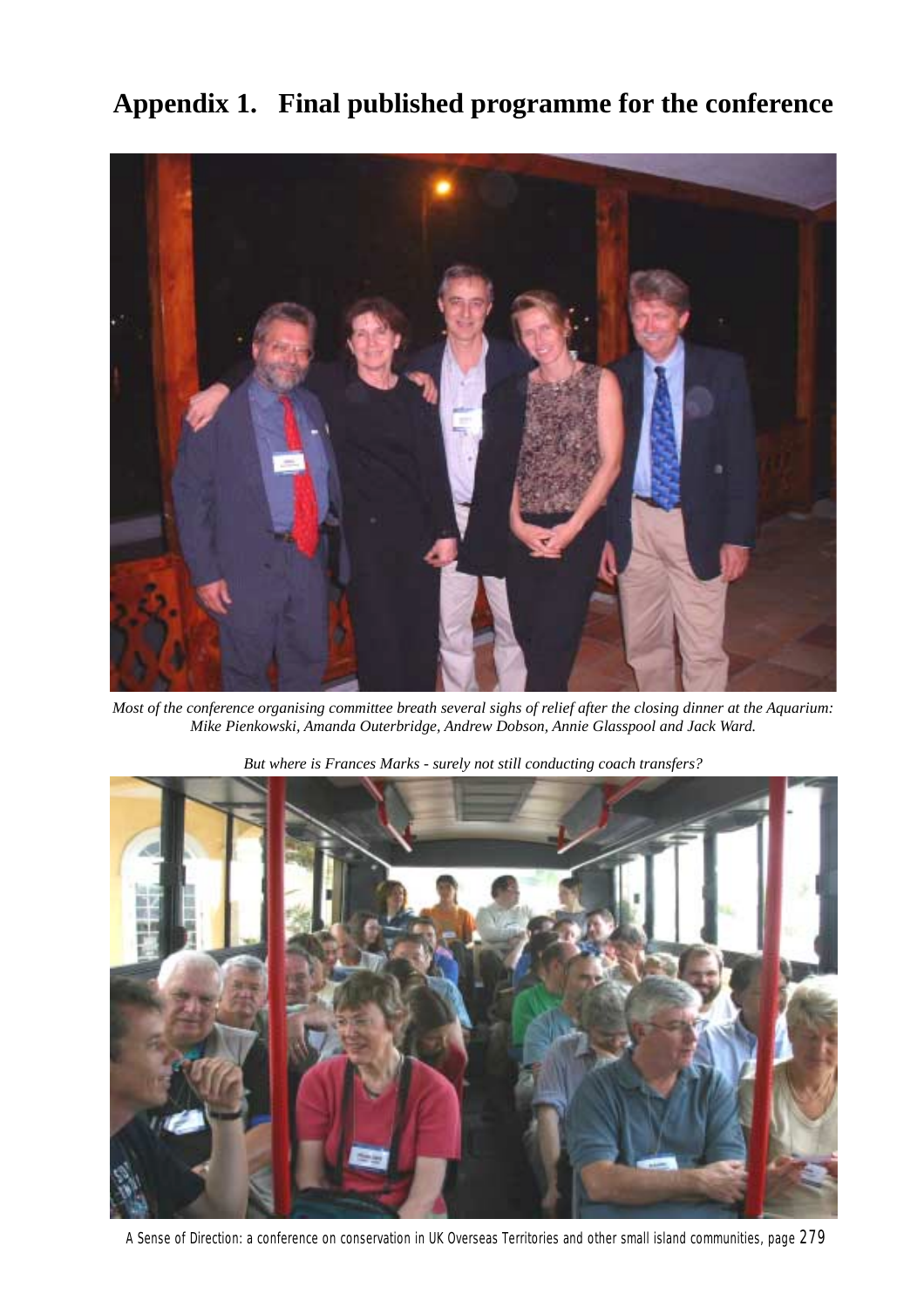# Appendix 1. Final published programme for the conference

*Most of the conference organising committee breath several sighs of relief after the closing dinner at the Aquarium: Mike Pienkowski, Amanda Outerbridge, Andrew Dobson, Annie Glasspool and Jack Ward.*

*But where is Frances Marks - surely not still conducting coach transfers?*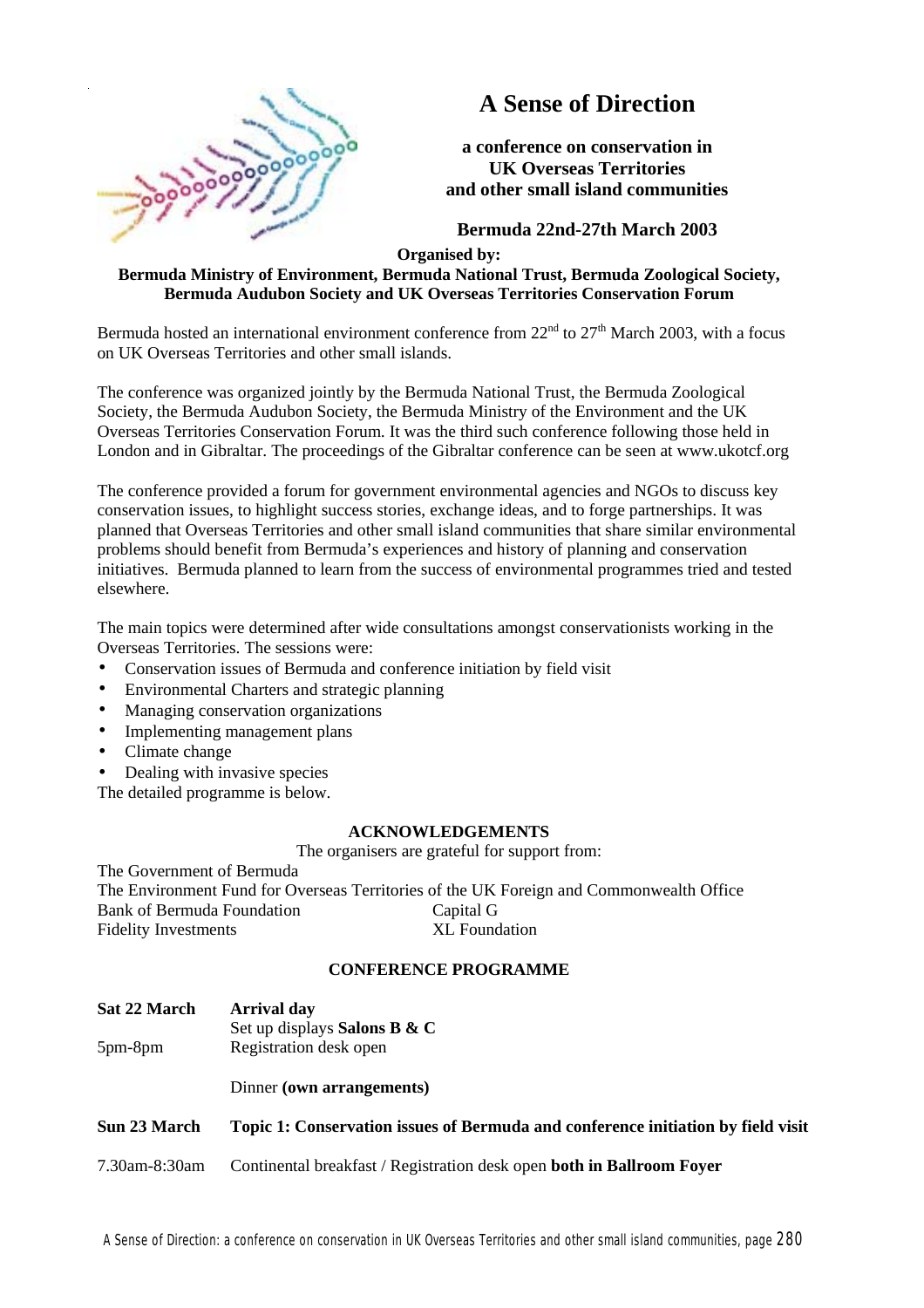# A Sense of Direction

**a conference on conservation in UK Overseas Territories and other small island communities**

**Bermuda 22nd-27th March 2003**

**Organised by:**
**Bermuda Ministry of Environment, Bermuda National Trust, Bermuda Zoological Society, Bermuda Audubon Society and UK Overseas Territories Conservation Forum**

Bermuda hosted an international environment conference from 22nd to 27th March 2003, with a focus on UK Overseas Territories and other small islands.

The conference was organized jointly by the Bermuda National Trust, the Bermuda Zoological Society, the Bermuda Audubon Society, the Bermuda Ministry of the Environment and the UK Overseas Territories Conservation Forum. It was the third such conference following those held in London and in Gibraltar. The proceedings of the Gibraltar conference can be seen at www.ukotcf.org

The conference provided a forum for government environmental agencies and NGOs to discuss key conservation issues, to highlight success stories, exchange ideas, and to forge partnerships. It was planned that Overseas Territories and other small island communities that share similar environmental problems should benefit from Bermuda's experiences and history of planning and conservation initiatives. Bermuda planned to learn from the success of environmental programmes tried and tested elsewhere.

The main topics were determined after wide consultations amongst conservationists working in the Overseas Territories. The sessions were:

- Conservation issues of Bermuda and conference initiation by field visit
- Environmental Charters and strategic planning
- Managing conservation organizations
- Implementing management plans
- Climate change
- Dealing with invasive species

The detailed programme is below.

## ACKNOWLEDGEMENTS

The organisers are grateful for support from:

The Government of Bermuda
The Environment Fund for Overseas Territories of the UK Foreign and Commonwealth Office
Bank of Bermuda Foundation
Capital G
Fidelity Investments
XL Foundation

## CONFERENCE PROGRAMME

**Sat 22 March** — **Arrival day**

Set up displays **Salons B & C**

5pm-8pm — Registration desk open

Dinner **(own arrangements)**

**Sun 23 March** — **Topic 1: Conservation issues of Bermuda and conference initiation by field visit**

7.30am-8:30am — Continental breakfast / Registration desk open **both in Ballroom Foyer**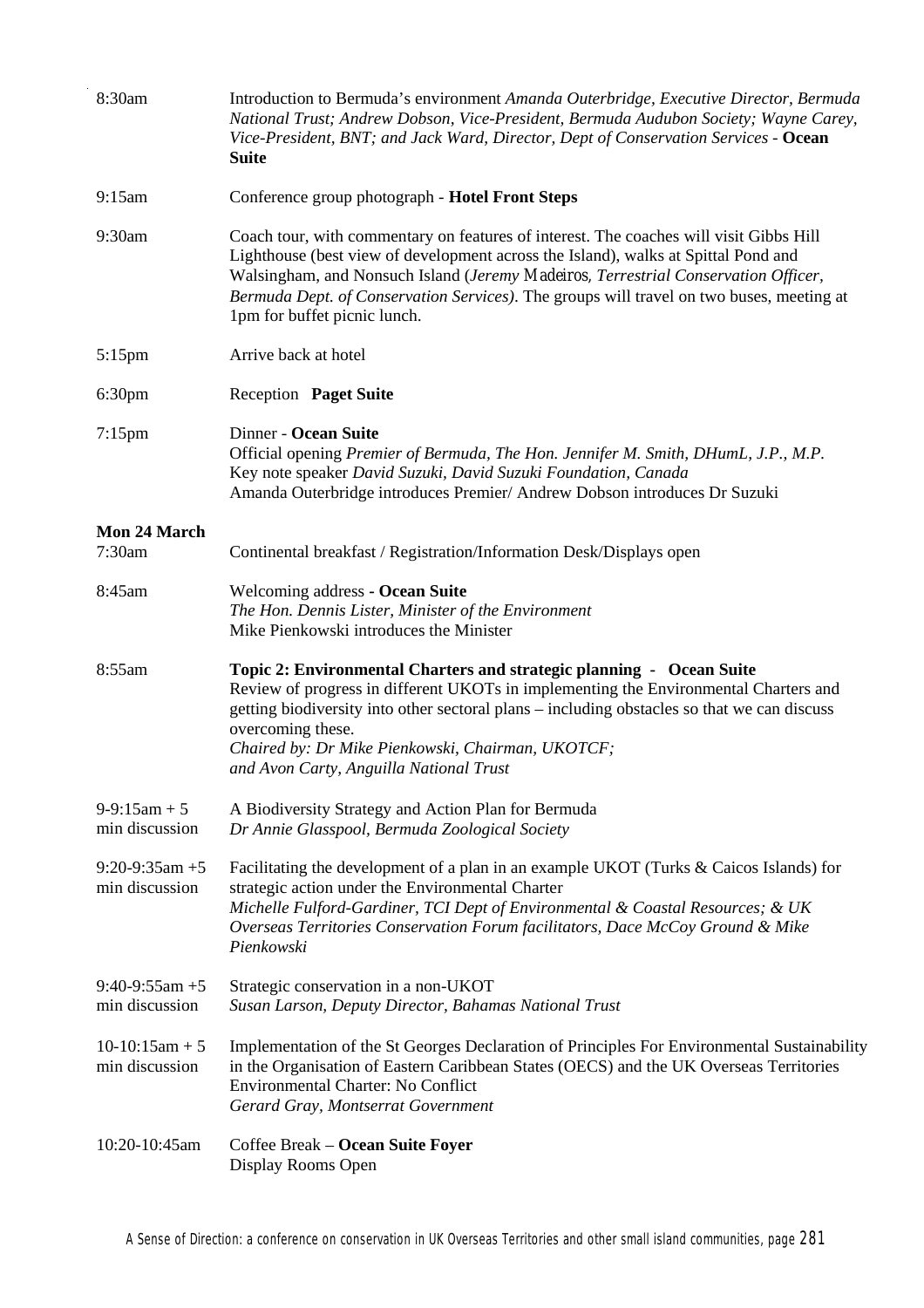| | |
|---|---|
| 8:30am | Introduction to Bermuda's environment *Amanda Outerbridge, Executive Director, Bermuda National Trust; Andrew Dobson, Vice-President, Bermuda Audubon Society; Wayne Carey, Vice-President, BNT; and Jack Ward, Director, Dept of Conservation Services* - **Ocean Suite** |
| 9:15am | Conference group photograph - **Hotel Front Steps** |
| 9:30am | Coach tour, with commentary on features of interest. The coaches will visit Gibbs Hill Lighthouse (best view of development across the Island), walks at Spittal Pond and Walsingham, and Nonsuch Island (*Jeremy Madeiros, Terrestrial Conservation Officer, Bermuda Dept. of Conservation Services)*. The groups will travel on two buses, meeting at 1pm for buffet picnic lunch. |
| 5:15pm | Arrive back at hotel |
| 6:30pm | Reception **Paget Suite** |
| 7:15pm | Dinner - **Ocean Suite**<br>Official opening *Premier of Bermuda, The Hon. Jennifer M. Smith, DHumL, J.P., M.P.*<br>Key note speaker *David Suzuki, David Suzuki Foundation, Canada*<br>Amanda Outerbridge introduces Premier/ Andrew Dobson introduces Dr Suzuki |

**Mon 24 March**

| | |
|---|---|
| 7:30am | Continental breakfast / Registration/Information Desk/Displays open |
| 8:45am | Welcoming address **- Ocean Suite**<br>*The Hon. Dennis Lister, Minister of the Environment*<br>Mike Pienkowski introduces the Minister |
| 8:55am | **Topic 2: Environmental Charters and strategic planning - Ocean Suite**<br>Review of progress in different UKOTs in implementing the Environmental Charters and getting biodiversity into other sectoral plans – including obstacles so that we can discuss overcoming these.<br>*Chaired by: Dr Mike Pienkowski, Chairman, UKOTCF; and Avon Carty, Anguilla National Trust* |
| 9-9:15am + 5 min discussion | A Biodiversity Strategy and Action Plan for Bermuda<br>*Dr Annie Glasspool, Bermuda Zoological Society* |
| 9:20-9:35am +5 min discussion | Facilitating the development of a plan in an example UKOT (Turks & Caicos Islands) for strategic action under the Environmental Charter<br>*Michelle Fulford-Gardiner, TCI Dept of Environmental & Coastal Resources; & UK Overseas Territories Conservation Forum facilitators, Dace McCoy Ground & Mike Pienkowski* |
| 9:40-9:55am +5 min discussion | Strategic conservation in a non-UKOT<br>*Susan Larson, Deputy Director, Bahamas National Trust* |
| 10-10:15am + 5 min discussion | Implementation of the St Georges Declaration of Principles For Environmental Sustainability in the Organisation of Eastern Caribbean States (OECS) and the UK Overseas Territories Environmental Charter: No Conflict<br>*Gerard Gray, Montserrat Government* |
| 10:20-10:45am | Coffee Break – **Ocean Suite Foyer**<br>Display Rooms Open |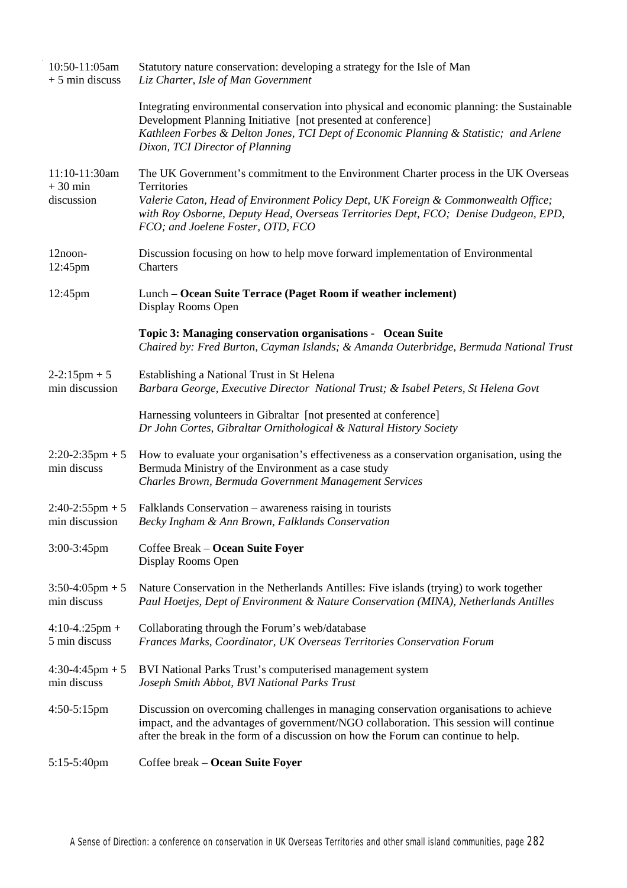| | |
|---|---|
| 10:50-11:05am + 5 min discuss | Statutory nature conservation: developing a strategy for the Isle of Man<br>*Liz Charter, Isle of Man Government* |
| | Integrating environmental conservation into physical and economic planning: the Sustainable Development Planning Initiative [not presented at conference]<br>*Kathleen Forbes & Delton Jones, TCI Dept of Economic Planning & Statistic; and Arlene Dixon, TCI Director of Planning* |
| 11:10-11:30am + 30 min discussion | The UK Government's commitment to the Environment Charter process in the UK Overseas Territories<br>*Valerie Caton, Head of Environment Policy Dept, UK Foreign & Commonwealth Office; with Roy Osborne, Deputy Head, Overseas Territories Dept, FCO; Denise Dudgeon, EPD, FCO; and Joelene Foster, OTD, FCO* |
| 12noon-12:45pm | Discussion focusing on how to help move forward implementation of Environmental Charters |
| 12:45pm | Lunch – **Ocean Suite Terrace (Paget Room if weather inclement)**<br>Display Rooms Open |
| | **Topic 3: Managing conservation organisations - Ocean Suite**<br>*Chaired by: Fred Burton, Cayman Islands; & Amanda Outerbridge, Bermuda National Trust* |
| 2-2:15pm + 5 min discussion | Establishing a National Trust in St Helena<br>*Barbara George, Executive Director National Trust; & Isabel Peters, St Helena Govt* |
| | Harnessing volunteers in Gibraltar [not presented at conference]<br>*Dr John Cortes, Gibraltar Ornithological & Natural History Society* |
| 2:20-2:35pm + 5 min discuss | How to evaluate your organisation's effectiveness as a conservation organisation, using the Bermuda Ministry of the Environment as a case study<br>*Charles Brown, Bermuda Government Management Services* |
| 2:40-2:55pm + 5 min discussion | Falklands Conservation – awareness raising in tourists<br>*Becky Ingham & Ann Brown, Falklands Conservation* |
| 3:00-3:45pm | Coffee Break – **Ocean Suite Foyer**<br>Display Rooms Open |
| 3:50-4:05pm + 5 min discuss | Nature Conservation in the Netherlands Antilles: Five islands (trying) to work together<br>*Paul Hoetjes, Dept of Environment & Nature Conservation (MINA), Netherlands Antilles* |
| 4:10-4.:25pm + 5 min discuss | Collaborating through the Forum's web/database<br>*Frances Marks, Coordinator, UK Overseas Territories Conservation Forum* |
| 4:30-4:45pm + 5 min discuss | BVI National Parks Trust's computerised management system<br>*Joseph Smith Abbot, BVI National Parks Trust* |
| 4:50-5:15pm | Discussion on overcoming challenges in managing conservation organisations to achieve impact, and the advantages of government/NGO collaboration. This session will continue after the break in the form of a discussion on how the Forum can continue to help. |
| 5:15-5:40pm | Coffee break – **Ocean Suite Foyer** |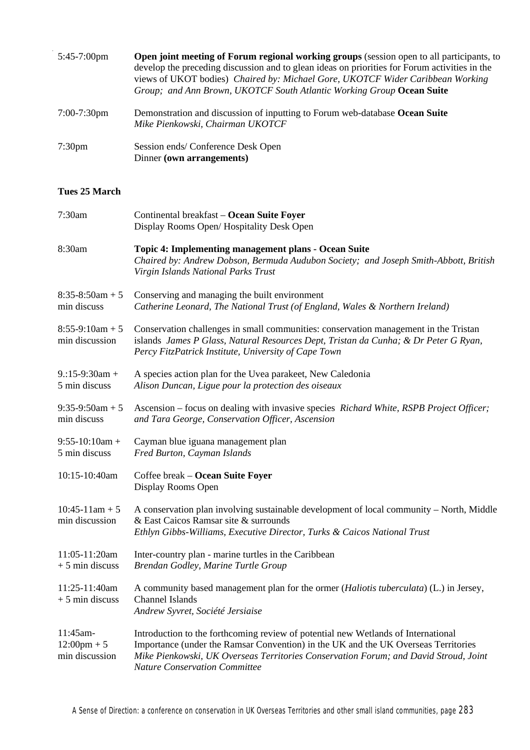| | |
|---|---|
| 5:45-7:00pm | **Open joint meeting of Forum regional working groups** (session open to all participants, to develop the preceding discussion and to glean ideas on priorities for Forum activities in the views of UKOT bodies) *Chaired by: Michael Gore, UKOTCF Wider Caribbean Working Group; and Ann Brown, UKOTCF South Atlantic Working Group* **Ocean Suite** |
| 7:00-7:30pm | Demonstration and discussion of inputting to Forum web-database **Ocean Suite**<br>*Mike Pienkowski, Chairman UKOTCF* |
| 7:30pm | Session ends/ Conference Desk Open<br>Dinner **(own arrangements)** |

**Tues 25 March**

| | |
|---|---|
| 7:30am | Continental breakfast – **Ocean Suite Foyer**<br>Display Rooms Open/ Hospitality Desk Open |
| 8:30am | **Topic 4: Implementing management plans - Ocean Suite**<br>*Chaired by: Andrew Dobson, Bermuda Audubon Society; and Joseph Smith-Abbott, British Virgin Islands National Parks Trust* |
| 8:35-8:50am + 5 min discuss | Conserving and managing the built environment<br>*Catherine Leonard, The National Trust (of England, Wales & Northern Ireland)* |
| 8:55-9:10am + 5 min discussion | Conservation challenges in small communities: conservation management in the Tristan islands *James P Glass, Natural Resources Dept, Tristan da Cunha; & Dr Peter G Ryan, Percy FitzPatrick Institute, University of Cape Town* |
| 9.:15-9:30am + 5 min discuss | A species action plan for the Uvea parakeet, New Caledonia<br>*Alison Duncan, Ligue pour la protection des oiseaux* |
| 9:35-9:50am + 5 min discuss | Ascension – focus on dealing with invasive species *Richard White, RSPB Project Officer; and Tara George, Conservation Officer, Ascension* |
| 9:55-10:10am + 5 min discuss | Cayman blue iguana management plan<br>*Fred Burton, Cayman Islands* |
| 10:15-10:40am | Coffee break – **Ocean Suite Foyer**<br>Display Rooms Open |
| 10:45-11am + 5 min discussion | A conservation plan involving sustainable development of local community – North, Middle & East Caicos Ramsar site & surrounds<br>*Ethlyn Gibbs-Williams, Executive Director, Turks & Caicos National Trust* |
| 11:05-11:20am + 5 min discuss | Inter-country plan - marine turtles in the Caribbean<br>*Brendan Godley, Marine Turtle Group* |
| 11:25-11:40am + 5 min discuss | A community based management plan for the ormer (*Haliotis tuberculata*) (L.) in Jersey, Channel Islands<br>*Andrew Syvret, Société Jersiaise* |
| 11:45am-12:00pm + 5 min discussion | Introduction to the forthcoming review of potential new Wetlands of International Importance (under the Ramsar Convention) in the UK and the UK Overseas Territories<br>*Mike Pienkowski, UK Overseas Territories Conservation Forum; and David Stroud, Joint Nature Conservation Committee* |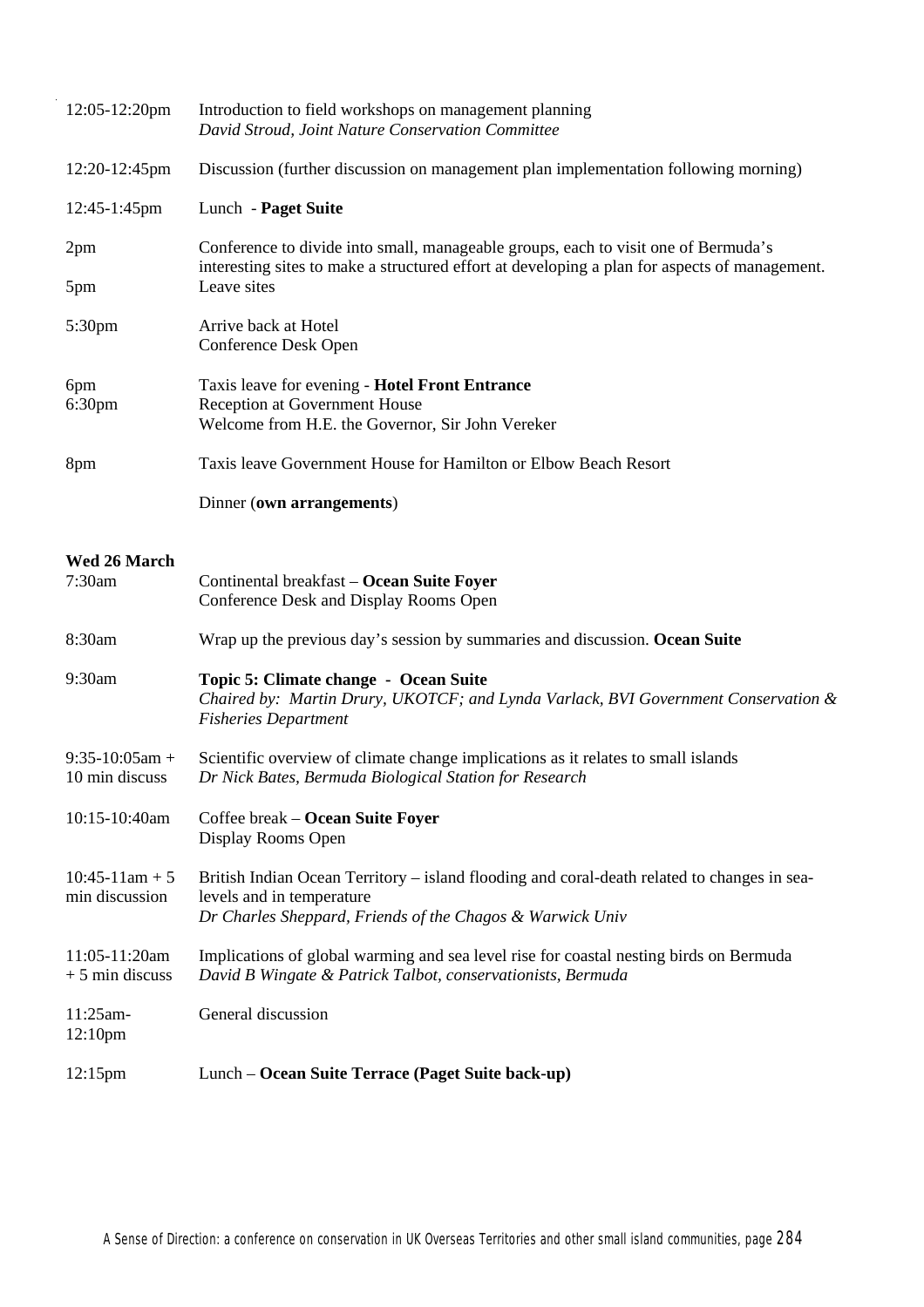| | |
|---|---|
| 12:05-12:20pm | Introduction to field workshops on management planning<br>*David Stroud, Joint Nature Conservation Committee* |
| 12:20-12:45pm | Discussion (further discussion on management plan implementation following morning) |
| 12:45-1:45pm | Lunch - **Paget Suite** |
| 2pm | Conference to divide into small, manageable groups, each to visit one of Bermuda's interesting sites to make a structured effort at developing a plan for aspects of management. |
| 5pm | Leave sites |
| 5:30pm | Arrive back at Hotel<br>Conference Desk Open |
| 6pm | Taxis leave for evening - **Hotel Front Entrance** |
| 6:30pm | Reception at Government House<br>Welcome from H.E. the Governor, Sir John Vereker |
| 8pm | Taxis leave Government House for Hamilton or Elbow Beach Resort |
| | Dinner (**own arrangements**) |

**Wed 26 March**

| | |
|---|---|
| 7:30am | Continental breakfast – **Ocean Suite Foyer**<br>Conference Desk and Display Rooms Open |
| 8:30am | Wrap up the previous day's session by summaries and discussion. **Ocean Suite** |
| 9:30am | **Topic 5: Climate change - Ocean Suite**<br>*Chaired by: Martin Drury, UKOTCF; and Lynda Varlack, BVI Government Conservation & Fisheries Department* |
| 9:35-10:05am + 10 min discuss | Scientific overview of climate change implications as it relates to small islands<br>*Dr Nick Bates, Bermuda Biological Station for Research* |
| 10:15-10:40am | Coffee break – **Ocean Suite Foyer**<br>Display Rooms Open |
| 10:45-11am + 5 min discussion | British Indian Ocean Territory – island flooding and coral-death related to changes in sea-levels and in temperature<br>*Dr Charles Sheppard, Friends of the Chagos & Warwick Univ* |
| 11:05-11:20am + 5 min discuss | Implications of global warming and sea level rise for coastal nesting birds on Bermuda<br>*David B Wingate & Patrick Talbot, conservationists, Bermuda* |
| 11:25am-12:10pm | General discussion |
| 12:15pm | Lunch – **Ocean Suite Terrace (Paget Suite back-up)** |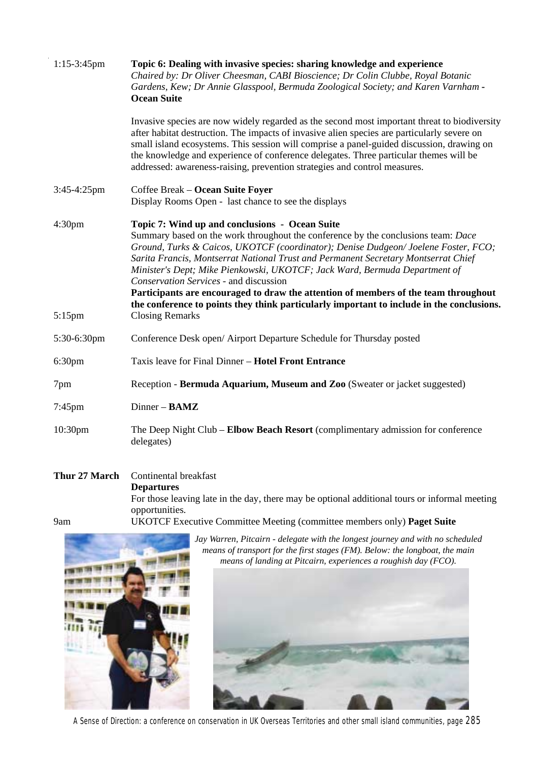1:15-3:45pm **Topic 6: Dealing with invasive species: sharing knowledge and experience**
*Chaired by: Dr Oliver Cheesman, CABI Bioscience; Dr Colin Clubbe, Royal Botanic Gardens, Kew; Dr Annie Glasspool, Bermuda Zoological Society; and Karen Varnham* - **Ocean Suite**

Invasive species are now widely regarded as the second most important threat to biodiversity after habitat destruction. The impacts of invasive alien species are particularly severe on small island ecosystems. This session will comprise a panel-guided discussion, drawing on the knowledge and experience of conference delegates. Three particular themes will be addressed: awareness-raising, prevention strategies and control measures.

3:45-4:25pm Coffee Break – **Ocean Suite Foyer**
Display Rooms Open - last chance to see the displays

4:30pm **Topic 7: Wind up and conclusions - Ocean Suite**
Summary based on the work throughout the conference by the conclusions team: *Dace Ground, Turks & Caicos, UKOTCF (coordinator); Denise Dudgeon/ Joelene Foster, FCO; Sarita Francis, Montserrat National Trust and Permanent Secretary Montserrat Chief Minister's Dept; Mike Pienkowski, UKOTCF; Jack Ward, Bermuda Department of Conservation Services* - and discussion
**Participants are encouraged to draw the attention of members of the team throughout the conference to points they think particularly important to include in the conclusions.**

5:15pm Closing Remarks

5:30-6:30pm Conference Desk open/ Airport Departure Schedule for Thursday posted

6:30pm Taxis leave for Final Dinner – **Hotel Front Entrance**

7pm Reception - **Bermuda Aquarium, Museum and Zoo** (Sweater or jacket suggested)

7:45pm Dinner – **BAMZ**

10:30pm The Deep Night Club – **Elbow Beach Resort** (complimentary admission for conference delegates)

**Thur 27 March** Continental breakfast
**Departures**
For those leaving late in the day, there may be optional additional tours or informal meeting opportunities.

9am UKOTCF Executive Committee Meeting (committee members only) **Paget Suite**

*Jay Warren, Pitcairn - delegate with the longest journey and with no scheduled means of transport for the first stages (FM). Below: the longboat, the main means of landing at Pitcairn, experiences a roughish day (FCO).*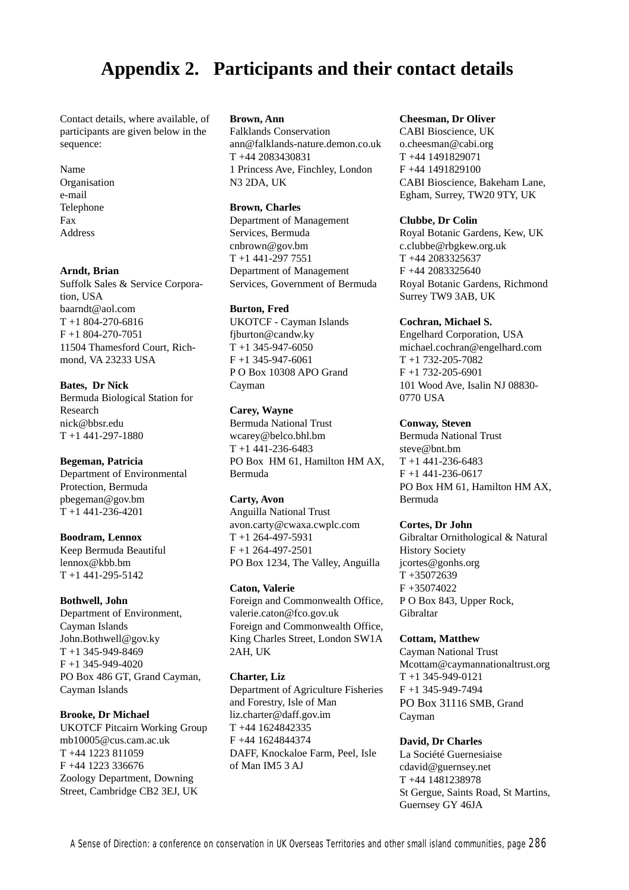# Appendix 2. Participants and their contact details

Contact details, where available, of participants are given below in the sequence:

Name
Organisation
e-mail
Telephone
Fax
Address

**Arndt, Brian**
Suffolk Sales & Service Corporation, USA
baarndt@aol.com
T +1 804-270-6816
F +1 804-270-7051
11504 Thamesford Court, Richmond, VA 23233 USA

**Bates, Dr Nick**
Bermuda Biological Station for Research
nick@bbsr.edu
T +1 441-297-1880

**Begeman, Patricia**
Department of Environmental Protection, Bermuda
pbegeman@gov.bm
T +1 441-236-4201

**Boodram, Lennox**
Keep Bermuda Beautiful
lennox@kbb.bm
T +1 441-295-5142

**Bothwell, John**
Department of Environment, Cayman Islands
John.Bothwell@gov.ky
T +1 345-949-8469
F +1 345-949-4020
PO Box 486 GT, Grand Cayman, Cayman Islands

**Brooke, Dr Michael**
UKOTCF Pitcairn Working Group
mb10005@cus.cam.ac.uk
T +44 1223 811059
F +44 1223 336676
Zoology Department, Downing Street, Cambridge CB2 3EJ, UK

**Brown, Ann**
Falklands Conservation
ann@falklands-nature.demon.co.uk
T +44 2083430831
1 Princess Ave, Finchley, London N3 2DA, UK

**Brown, Charles**
Department of Management Services, Bermuda
cnbrown@gov.bm
T +1 441-297 7551
Department of Management Services, Government of Bermuda

**Burton, Fred**
UKOTCF - Cayman Islands
fjburton@candw.ky
T +1 345-947-6050
F +1 345-947-6061
P O Box 10308 APO Grand Cayman

**Carey, Wayne**
Bermuda National Trust
wcarey@belco.bhl.bm
T +1 441-236-6483
PO Box HM 61, Hamilton HM AX, Bermuda

**Carty, Avon**
Anguilla National Trust
avon.carty@cwaxa.cwplc.com
T +1 264-497-5931
F +1 264-497-2501
PO Box 1234, The Valley, Anguilla

**Caton, Valerie**
Foreign and Commonwealth Office,
valerie.caton@fco.gov.uk
Foreign and Commonwealth Office, King Charles Street, London SW1A 2AH, UK

**Charter, Liz**
Department of Agriculture Fisheries and Forestry, Isle of Man
liz.charter@daff.gov.im
T +44 1624842335
F +44 1624844374
DAFF, Knockaloe Farm, Peel, Isle of Man IM5 3 AJ

**Cheesman, Dr Oliver**
CABI Bioscience, UK
o.cheesman@cabi.org
T +44 1491829071
F +44 1491829100
CABI Bioscience, Bakeham Lane, Egham, Surrey, TW20 9TY, UK

**Clubbe, Dr Colin**
Royal Botanic Gardens, Kew, UK
c.clubbe@rbgkew.org.uk
T +44 2083325637
F +44 2083325640
Royal Botanic Gardens, Richmond Surrey TW9 3AB, UK

**Cochran, Michael S.**
Engelhard Corporation, USA
michael.cochran@engelhard.com
T +1 732-205-7082
F +1 732-205-6901
101 Wood Ave, Isalin NJ 08830-0770 USA

**Conway, Steven**
Bermuda National Trust
steve@bnt.bm
T +1 441-236-6483
F +1 441-236-0617
PO Box HM 61, Hamilton HM AX, Bermuda

**Cortes, Dr John**
Gibraltar Ornithological & Natural History Society
jcortes@gonhs.org
T +35072639
F +35074022
P O Box 843, Upper Rock, Gibraltar

**Cottam, Matthew**
Cayman National Trust
Mcottam@caymannationaltrust.org
T +1 345-949-0121
F +1 345-949-7494
PO Box 31116 SMB, Grand Cayman

**David, Dr Charles**
La Société Guernesiaise
cdavid@guernsey.net
T +44 1481238978
St Gergue, Saints Road, St Martins, Guernsey GY 46JA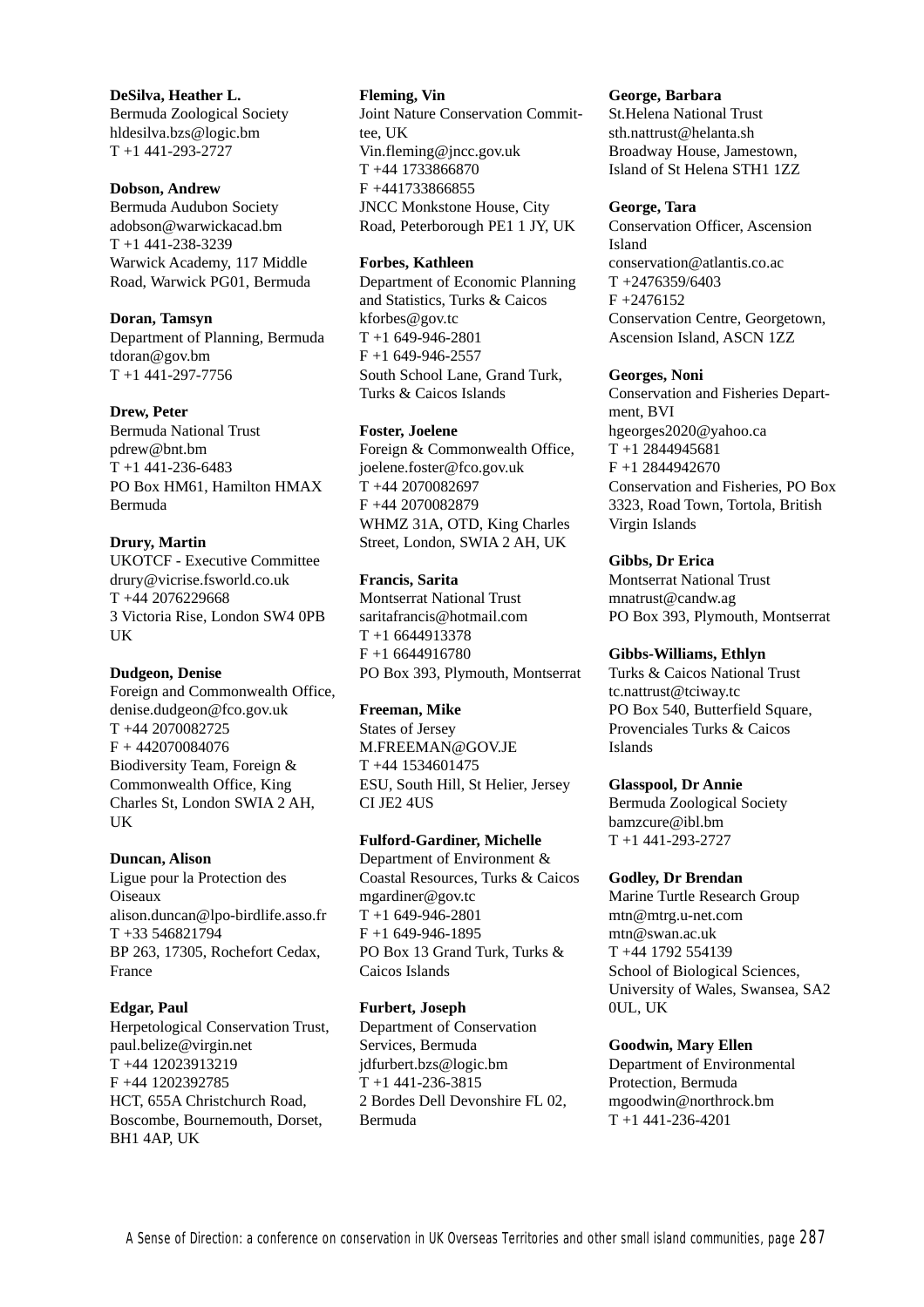**DeSilva, Heather L.**
Bermuda Zoological Society
hldesilva.bzs@logic.bm
T +1 441-293-2727

**Dobson, Andrew**
Bermuda Audubon Society
adobson@warwickacad.bm
T +1 441-238-3239
Warwick Academy, 117 Middle Road, Warwick PG01, Bermuda

**Doran, Tamsyn**
Department of Planning, Bermuda
tdoran@gov.bm
T +1 441-297-7756

**Drew, Peter**
Bermuda National Trust
pdrew@bnt.bm
T +1 441-236-6483
PO Box HM61, Hamilton HMAX Bermuda

**Drury, Martin**
UKOTCF - Executive Committee
drury@vicrise.fsworld.co.uk
T +44 2076229668
3 Victoria Rise, London SW4 0PB UK

**Dudgeon, Denise**
Foreign and Commonwealth Office,
denise.dudgeon@fco.gov.uk
T +44 2070082725
F + 442070084076
Biodiversity Team, Foreign & Commonwealth Office, King Charles St, London SWIA 2 AH, UK

**Duncan, Alison**
Ligue pour la Protection des Oiseaux
alison.duncan@lpo-birdlife.asso.fr
T +33 546821794
BP 263, 17305, Rochefort Cedax, France

**Edgar, Paul**
Herpetological Conservation Trust,
paul.belize@virgin.net
T +44 12023913219
F +44 1202392785
HCT, 655A Christchurch Road, Boscombe, Bournemouth, Dorset, BH1 4AP, UK

**Fleming, Vin**
Joint Nature Conservation Committee, UK
Vin.fleming@jncc.gov.uk
T +44 1733866870
F +441733866855
JNCC Monkstone House, City Road, Peterborough PE1 1 JY, UK

**Forbes, Kathleen**
Department of Economic Planning and Statistics, Turks & Caicos
kforbes@gov.tc
T +1 649-946-2801
F +1 649-946-2557
South School Lane, Grand Turk, Turks & Caicos Islands

**Foster, Joelene**
Foreign & Commonwealth Office,
joelene.foster@fco.gov.uk
T +44 2070082697
F +44 2070082879
WHMZ 31A, OTD, King Charles Street, London, SWIA 2 AH, UK

**Francis, Sarita**
Montserrat National Trust
saritafrancis@hotmail.com
T +1 6644913378
F +1 6644916780
PO Box 393, Plymouth, Montserrat

**Freeman, Mike**
States of Jersey
M.FREEMAN@GOV.JE
T +44 1534601475
ESU, South Hill, St Helier, Jersey CI JE2 4US

**Fulford-Gardiner, Michelle**
Department of Environment & Coastal Resources, Turks & Caicos
mgardiner@gov.tc
T +1 649-946-2801
F +1 649-946-1895
PO Box 13 Grand Turk, Turks & Caicos Islands

**Furbert, Joseph**
Department of Conservation Services, Bermuda
jdfurbert.bzs@logic.bm
T +1 441-236-3815
2 Bordes Dell Devonshire FL 02, Bermuda

**George, Barbara**
St.Helena National Trust
sth.nattrust@helanta.sh
Broadway House, Jamestown, Island of St Helena STH1 1ZZ

**George, Tara**
Conservation Officer, Ascension Island
conservation@atlantis.co.ac
T +2476359/6403
F +2476152
Conservation Centre, Georgetown, Ascension Island, ASCN 1ZZ

**Georges, Noni**
Conservation and Fisheries Department, BVI
hgeorges2020@yahoo.ca
T +1 2844945681
F +1 2844942670
Conservation and Fisheries, PO Box 3323, Road Town, Tortola, British Virgin Islands

**Gibbs, Dr Erica**
Montserrat National Trust
mnatrust@candw.ag
PO Box 393, Plymouth, Montserrat

**Gibbs-Williams, Ethlyn**
Turks & Caicos National Trust
tc.nattrust@tciway.tc
PO Box 540, Butterfield Square, Provenciales Turks & Caicos Islands

**Glasspool, Dr Annie**
Bermuda Zoological Society
bamzcure@ibl.bm
T +1 441-293-2727

**Godley, Dr Brendan**
Marine Turtle Research Group
mtn@mtrg.u-net.com
mtn@swan.ac.uk
T +44 1792 554139
School of Biological Sciences, University of Wales, Swansea, SA2 0UL, UK

**Goodwin, Mary Ellen**
Department of Environmental Protection, Bermuda
mgoodwin@northrock.bm
T +1 441-236-4201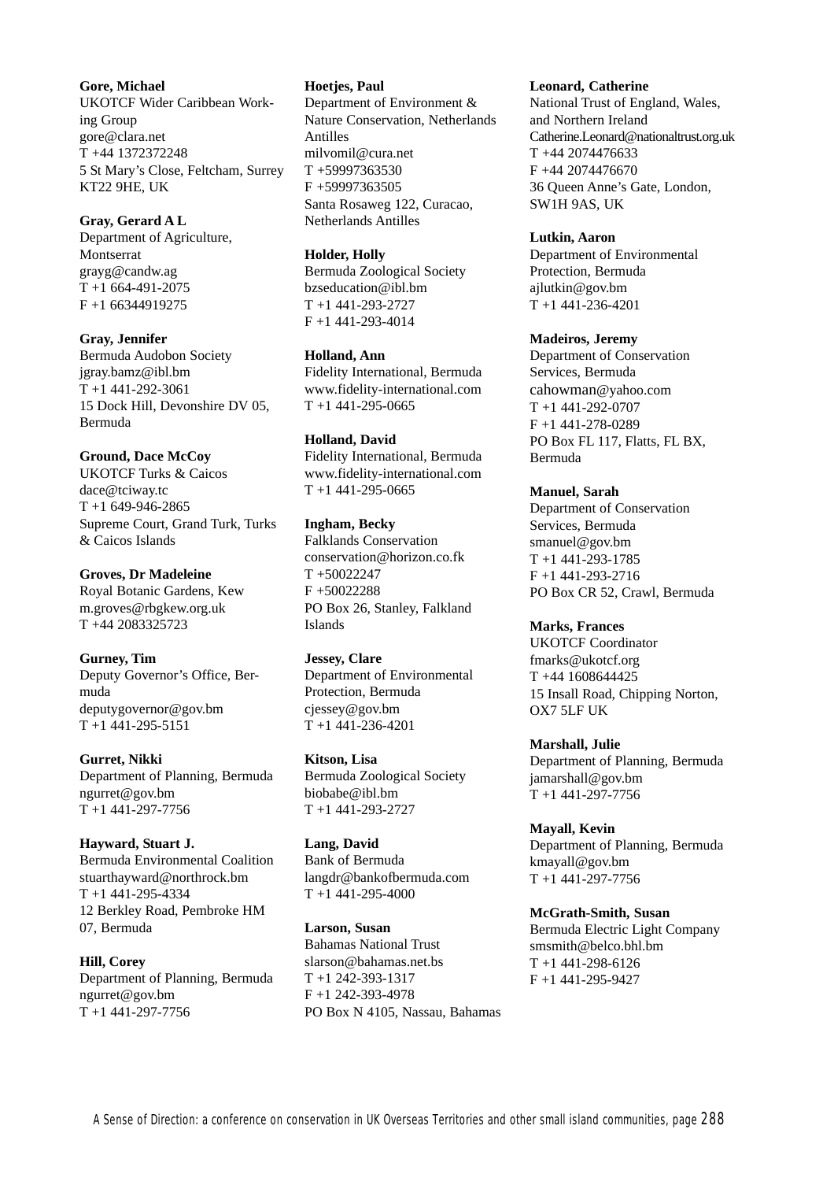**Gore, Michael**
UKOTCF Wider Caribbean Working Group
gore@clara.net
T +44 1372372248
5 St Mary's Close, Feltcham, Surrey KT22 9HE, UK

**Gray, Gerard A L**
Department of Agriculture, Montserrat
grayg@candw.ag
T +1 664-491-2075
F +1 66344919275

**Gray, Jennifer**
Bermuda Audobon Society
jgray.bamz@ibl.bm
T +1 441-292-3061
15 Dock Hill, Devonshire DV 05, Bermuda

**Ground, Dace McCoy**
UKOTCF Turks & Caicos
dace@tciway.tc
T +1 649-946-2865
Supreme Court, Grand Turk, Turks & Caicos Islands

**Groves, Dr Madeleine**
Royal Botanic Gardens, Kew
m.groves@rbgkew.org.uk
T +44 2083325723

**Gurney, Tim**
Deputy Governor's Office, Bermuda
deputygovernor@gov.bm
T +1 441-295-5151

**Gurret, Nikki**
Department of Planning, Bermuda
ngurret@gov.bm
T +1 441-297-7756

**Hayward, Stuart J.**
Bermuda Environmental Coalition
stuarthayward@northrock.bm
T +1 441-295-4334
12 Berkley Road, Pembroke HM 07, Bermuda

**Hill, Corey**
Department of Planning, Bermuda
ngurret@gov.bm
T +1 441-297-7756

**Hoetjes, Paul**
Department of Environment & Nature Conservation, Netherlands Antilles
milvomil@cura.net
T +59997363530
F +59997363505
Santa Rosaweg 122, Curacao, Netherlands Antilles

**Holder, Holly**
Bermuda Zoological Society
bzseducation@ibl.bm
T +1 441-293-2727
F +1 441-293-4014

**Holland, Ann**
Fidelity International, Bermuda
www.fidelity-international.com
T +1 441-295-0665

**Holland, David**
Fidelity International, Bermuda
www.fidelity-international.com
T +1 441-295-0665

**Ingham, Becky**
Falklands Conservation
conservation@horizon.co.fk
T +50022247
F +50022288
PO Box 26, Stanley, Falkland Islands

**Jessey, Clare**
Department of Environmental Protection, Bermuda
cjessey@gov.bm
T +1 441-236-4201

**Kitson, Lisa**
Bermuda Zoological Society
biobabe@ibl.bm
T +1 441-293-2727

**Lang, David**
Bank of Bermuda
langdr@bankofbermuda.com
T +1 441-295-4000

**Larson, Susan**
Bahamas National Trust
slarson@bahamas.net.bs
T +1 242-393-1317
F +1 242-393-4978
PO Box N 4105, Nassau, Bahamas

**Leonard, Catherine**
National Trust of England, Wales, and Northern Ireland
Catherine.Leonard@nationaltrust.org.uk
T +44 2074476633
F +44 2074476670
36 Queen Anne's Gate, London, SW1H 9AS, UK

**Lutkin, Aaron**
Department of Environmental Protection, Bermuda
ajlutkin@gov.bm
T +1 441-236-4201

**Madeiros, Jeremy**
Department of Conservation Services, Bermuda
cahowman@yahoo.com
T +1 441-292-0707
F +1 441-278-0289
PO Box FL 117, Flatts, FL BX, Bermuda

**Manuel, Sarah**
Department of Conservation Services, Bermuda
smanuel@gov.bm
T +1 441-293-1785
F +1 441-293-2716
PO Box CR 52, Crawl, Bermuda

**Marks, Frances**
UKOTCF Coordinator
fmarks@ukotcf.org
T +44 1608644425
15 Insall Road, Chipping Norton, OX7 5LF UK

**Marshall, Julie**
Department of Planning, Bermuda
jamarshall@gov.bm
T +1 441-297-7756

**Mayall, Kevin**
Department of Planning, Bermuda
kmayall@gov.bm
T +1 441-297-7756

**McGrath-Smith, Susan**
Bermuda Electric Light Company
smsmith@belco.bhl.bm
T +1 441-298-6126
F +1 441-295-9427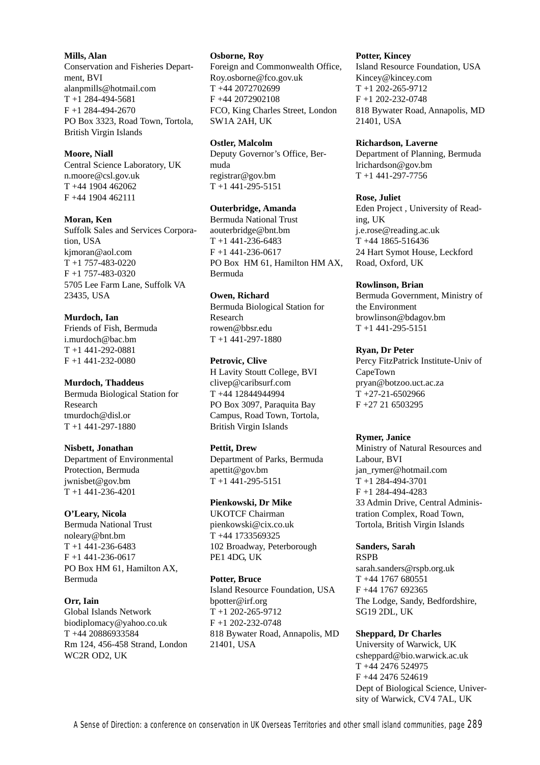**Mills, Alan**
Conservation and Fisheries Department, BVI
alanpmills@hotmail.com
T +1 284-494-5681
F +1 284-494-2670
PO Box 3323, Road Town, Tortola, British Virgin Islands

**Moore, Niall**
Central Science Laboratory, UK
n.moore@csl.gov.uk
T +44 1904 462062
F +44 1904 462111

**Moran, Ken**
Suffolk Sales and Services Corporation, USA
kjmoran@aol.com
T +1 757-483-0220
F +1 757-483-0320
5705 Lee Farm Lane, Suffolk VA 23435, USA

**Murdoch, Ian**
Friends of Fish, Bermuda
i.murdoch@bac.bm
T +1 441-292-0881
F +1 441-232-0080

**Murdoch, Thaddeus**
Bermuda Biological Station for Research
tmurdoch@disl.or
T +1 441-297-1880

**Nisbett, Jonathan**
Department of Environmental Protection, Bermuda
jwnisbet@gov.bm
T +1 441-236-4201

**O'Leary, Nicola**
Bermuda National Trust
noleary@bnt.bm
T +1 441-236-6483
F +1 441-236-0617
PO Box HM 61, Hamilton AX, Bermuda

**Orr, Iain**
Global Islands Network
biodiplomacy@yahoo.co.uk
T +44 20886933584
Rm 124, 456-458 Strand, London WC2R OD2, UK

**Osborne, Roy**
Foreign and Commonwealth Office,
Roy.osborne@fco.gov.uk
T +44 2072702699
F +44 2072902108
FCO, King Charles Street, London SW1A 2AH, UK

**Ostler, Malcolm**
Deputy Governor's Office, Bermuda
registrar@gov.bm
T +1 441-295-5151

**Outerbridge, Amanda**
Bermuda National Trust
aouterbridge@bnt.bm
T +1 441-236-6483
F +1 441-236-0617
PO Box HM 61, Hamilton HM AX, Bermuda

**Owen, Richard**
Bermuda Biological Station for Research
rowen@bbsr.edu
T +1 441-297-1880

**Petrovic, Clive**
H Lavity Stoutt College, BVI
clivep@caribsurf.com
T +44 12844944994
PO Box 3097, Paraquita Bay Campus, Road Town, Tortola, British Virgin Islands

**Pettit, Drew**
Department of Parks, Bermuda
apettit@gov.bm
T +1 441-295-5151

**Pienkowski, Dr Mike**
UKOTCF Chairman
pienkowski@cix.co.uk
T +44 1733569325
102 Broadway, Peterborough PE1 4DG, UK

**Potter, Bruce**
Island Resource Foundation, USA
bpotter@irf.org
T +1 202-265-9712
F +1 202-232-0748
818 Bywater Road, Annapolis, MD 21401, USA

**Potter, Kincey**
Island Resource Foundation, USA
Kincey@kincey.com
T +1 202-265-9712
F +1 202-232-0748
818 Bywater Road, Annapolis, MD 21401, USA

**Richardson, Laverne**
Department of Planning, Bermuda
lrichardson@gov.bm
T +1 441-297-7756

**Rose, Juliet**
Eden Project , University of Reading, UK
j.e.rose@reading.ac.uk
T +44 1865-516436
24 Hart Symot House, Leckford Road, Oxford, UK

**Rowlinson, Brian**
Bermuda Government, Ministry of the Environment
browlinson@bdagov.bm
T +1 441-295-5151

**Ryan, Dr Peter**
Percy FitzPatrick Institute-Univ of CapeTown
pryan@botzoo.uct.ac.za
T +27-21-6502966
F +27 21 6503295

**Rymer, Janice**
Ministry of Natural Resources and Labour, BVI
jan_rymer@hotmail.com
T +1 284-494-3701
F +1 284-494-4283
33 Admin Drive, Central Administration Complex, Road Town, Tortola, British Virgin Islands

**Sanders, Sarah**
RSPB
sarah.sanders@rspb.org.uk
T +44 1767 680551
F +44 1767 692365
The Lodge, Sandy, Bedfordshire, SG19 2DL, UK

**Sheppard, Dr Charles**
University of Warwick, UK
csheppard@bio.warwick.ac.uk
T +44 2476 524975
F +44 2476 524619
Dept of Biological Science, University of Warwick, CV4 7AL, UK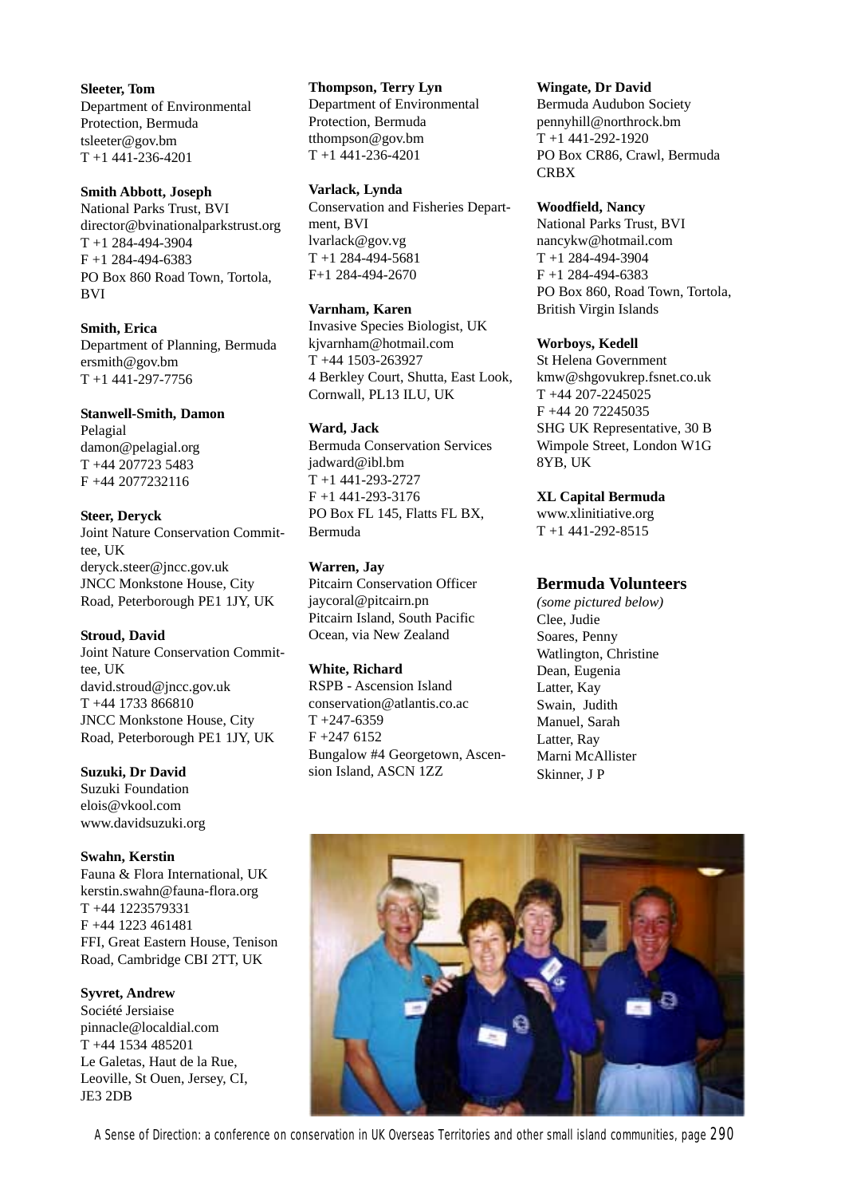**Sleeter, Tom**
Department of Environmental Protection, Bermuda
tsleeter@gov.bm
T +1 441-236-4201

**Smith Abbott, Joseph**
National Parks Trust, BVI
director@bvinationalparkstrust.org
T +1 284-494-3904
F +1 284-494-6383
PO Box 860 Road Town, Tortola, BVI

**Smith, Erica**
Department of Planning, Bermuda
ersmith@gov.bm
T +1 441-297-7756

**Stanwell-Smith, Damon**
Pelagial
damon@pelagial.org
T +44 207723 5483
F +44 2077232116

**Steer, Deryck**
Joint Nature Conservation Committee, UK
deryck.steer@jncc.gov.uk
JNCC Monkstone House, City Road, Peterborough PE1 1JY, UK

**Stroud, David**
Joint Nature Conservation Committee, UK
david.stroud@jncc.gov.uk
T +44 1733 866810
JNCC Monkstone House, City Road, Peterborough PE1 1JY, UK

**Suzuki, Dr David**
Suzuki Foundation
elois@vkool.com
www.davidsuzuki.org

**Swahn, Kerstin**
Fauna & Flora International, UK
kerstin.swahn@fauna-flora.org
T +44 1223579331
F +44 1223 461481
FFI, Great Eastern House, Tenison Road, Cambridge CBI 2TT, UK

**Syvret, Andrew**
Société Jersiaise
pinnacle@localdial.com
T +44 1534 485201
Le Galetas, Haut de la Rue, Leoville, St Ouen, Jersey, CI, JE3 2DB

**Thompson, Terry Lyn**
Department of Environmental Protection, Bermuda
tthompson@gov.bm
T +1 441-236-4201

**Varlack, Lynda**
Conservation and Fisheries Department, BVI
lvarlack@gov.vg
T +1 284-494-5681
F+1 284-494-2670

**Varnham, Karen**
Invasive Species Biologist, UK
kjvarnham@hotmail.com
T +44 1503-263927
4 Berkley Court, Shutta, East Look, Cornwall, PL13 ILU, UK

**Ward, Jack**
Bermuda Conservation Services
jadward@ibl.bm
T +1 441-293-2727
F +1 441-293-3176
PO Box FL 145, Flatts FL BX, Bermuda

**Warren, Jay**
Pitcairn Conservation Officer
jaycoral@pitcairn.pn
Pitcairn Island, South Pacific Ocean, via New Zealand

**White, Richard**
RSPB - Ascension Island
conservation@atlantis.co.ac
T +247-6359
F +247 6152
Bungalow #4 Georgetown, Ascension Island, ASCN 1ZZ

**Wingate, Dr David**
Bermuda Audubon Society
pennyhill@northrock.bm
T +1 441-292-1920
PO Box CR86, Crawl, Bermuda CRBX

**Woodfield, Nancy**
National Parks Trust, BVI
nancykw@hotmail.com
T +1 284-494-3904
F +1 284-494-6383
PO Box 860, Road Town, Tortola, British Virgin Islands

**Worboys, Kedell**
St Helena Government
kmw@shgovukrep.fsnet.co.uk
T +44 207-2245025
F +44 20 72245035
SHG UK Representative, 30 B Wimpole Street, London W1G 8YB, UK

**XL Capital Bermuda**
www.xlinitiative.org
T +1 441-292-8515

## Bermuda Volunteers

*(some pictured below)*
Clee, Judie
Soares, Penny
Watlington, Christine
Dean, Eugenia
Latter, Kay
Swain, Judith
Manuel, Sarah
Latter, Ray
Marni McAllister
Skinner, J P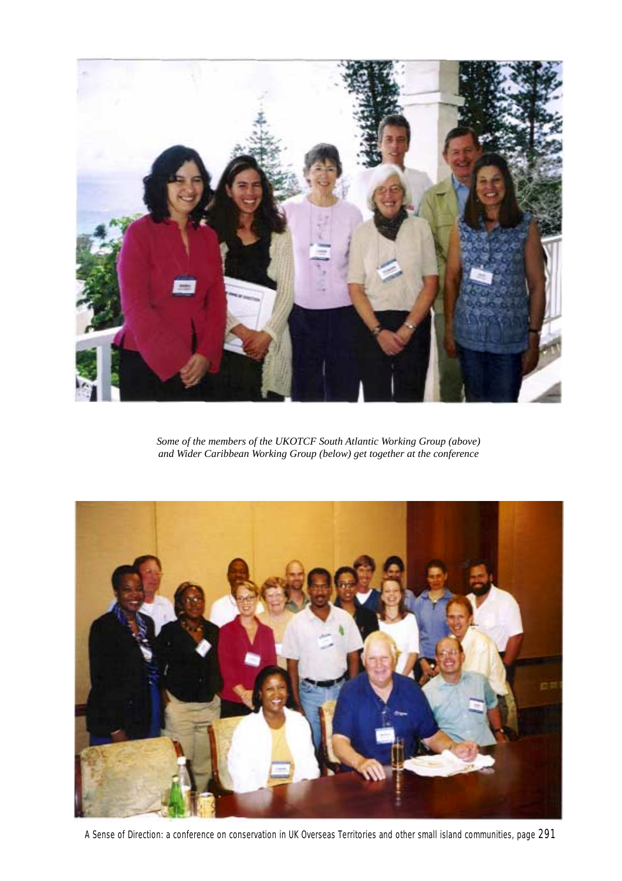*Some of the members of the UKOTCF South Atlantic Working Group (above) and Wider Caribbean Working Group (below) get together at the conference*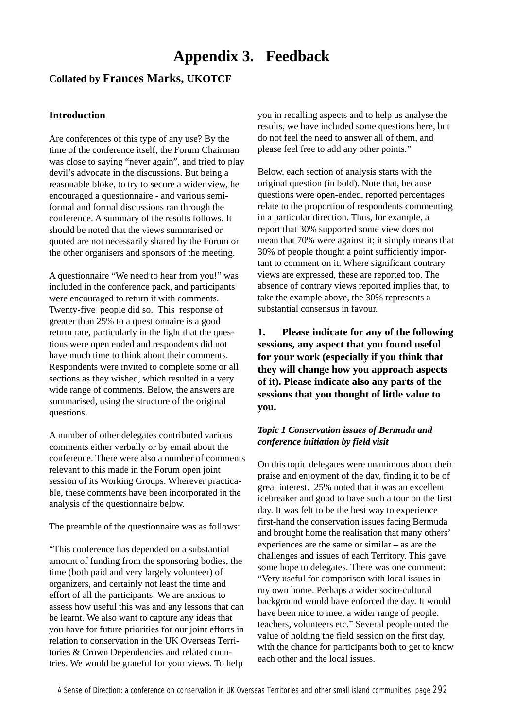# Appendix 3. Feedback

**Collated by Frances Marks, UKOTCF**

## Introduction

Are conferences of this type of any use? By the time of the conference itself, the Forum Chairman was close to saying "never again", and tried to play devil's advocate in the discussions. But being a reasonable bloke, to try to secure a wider view, he encouraged a questionnaire - and various semi-formal and formal discussions ran through the conference. A summary of the results follows. It should be noted that the views summarised or quoted are not necessarily shared by the Forum or the other organisers and sponsors of the meeting.

A questionnaire "We need to hear from you!" was included in the conference pack, and participants were encouraged to return it with comments. Twenty-five people did so. This response of greater than 25% to a questionnaire is a good return rate, particularly in the light that the questions were open ended and respondents did not have much time to think about their comments. Respondents were invited to complete some or all sections as they wished, which resulted in a very wide range of comments. Below, the answers are summarised, using the structure of the original questions.

A number of other delegates contributed various comments either verbally or by email about the conference. There were also a number of comments relevant to this made in the Forum open joint session of its Working Groups. Wherever practicable, these comments have been incorporated in the analysis of the questionnaire below.

The preamble of the questionnaire was as follows:

"This conference has depended on a substantial amount of funding from the sponsoring bodies, the time (both paid and very largely volunteer) of organizers, and certainly not least the time and effort of all the participants. We are anxious to assess how useful this was and any lessons that can be learnt. We also want to capture any ideas that you have for future priorities for our joint efforts in relation to conservation in the UK Overseas Territories & Crown Dependencies and related countries. We would be grateful for your views. To help you in recalling aspects and to help us analyse the results, we have included some questions here, but do not feel the need to answer all of them, and please feel free to add any other points."

Below, each section of analysis starts with the original question (in bold). Note that, because questions were open-ended, reported percentages relate to the proportion of respondents commenting in a particular direction. Thus, for example, a report that 30% supported some view does not mean that 70% were against it; it simply means that 30% of people thought a point sufficiently important to comment on it. Where significant contrary views are expressed, these are reported too. The absence of contrary views reported implies that, to take the example above, the 30% represents a substantial consensus in favour.

**1. Please indicate for any of the following sessions, any aspect that you found useful for your work (especially if you think that they will change how you approach aspects of it). Please indicate also any parts of the sessions that you thought of little value to you.**

***Topic 1 Conservation issues of Bermuda and conference initiation by field visit***

On this topic delegates were unanimous about their praise and enjoyment of the day, finding it to be of great interest. 25% noted that it was an excellent icebreaker and good to have such a tour on the first day. It was felt to be the best way to experience first-hand the conservation issues facing Bermuda and brought home the realisation that many others' experiences are the same or similar – as are the challenges and issues of each Territory. This gave some hope to delegates. There was one comment: "Very useful for comparison with local issues in my own home. Perhaps a wider socio-cultural background would have enforced the day. It would have been nice to meet a wider range of people: teachers, volunteers etc." Several people noted the value of holding the field session on the first day, with the chance for participants both to get to know each other and the local issues.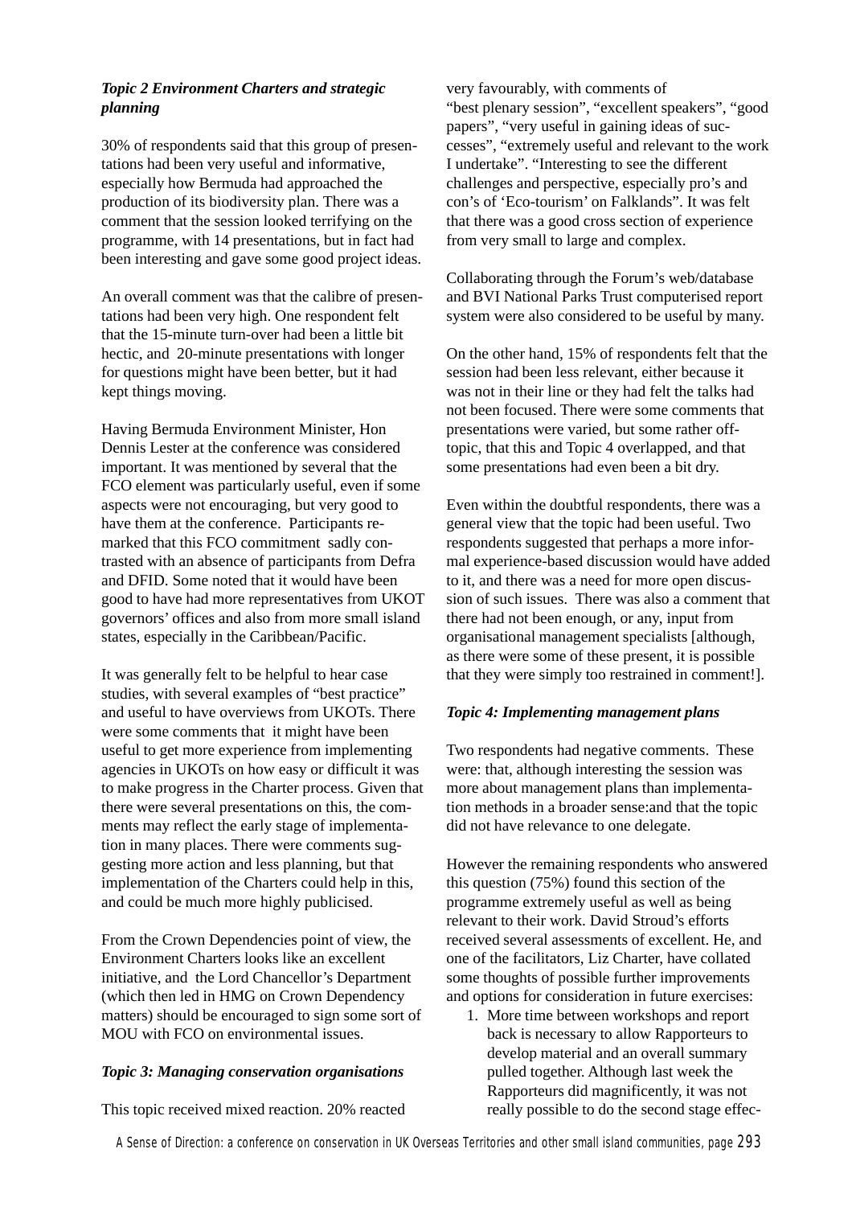### *Topic 2 Environment Charters and strategic planning*

30% of respondents said that this group of presentations had been very useful and informative, especially how Bermuda had approached the production of its biodiversity plan. There was a comment that the session looked terrifying on the programme, with 14 presentations, but in fact had been interesting and gave some good project ideas.

An overall comment was that the calibre of presentations had been very high. One respondent felt that the 15-minute turn-over had been a little bit hectic, and 20-minute presentations with longer for questions might have been better, but it had kept things moving.

Having Bermuda Environment Minister, Hon Dennis Lester at the conference was considered important. It was mentioned by several that the FCO element was particularly useful, even if some aspects were not encouraging, but very good to have them at the conference. Participants remarked that this FCO commitment sadly contrasted with an absence of participants from Defra and DFID. Some noted that it would have been good to have had more representatives from UKOT governors' offices and also from more small island states, especially in the Caribbean/Pacific.

It was generally felt to be helpful to hear case studies, with several examples of "best practice" and useful to have overviews from UKOTs. There were some comments that it might have been useful to get more experience from implementing agencies in UKOTs on how easy or difficult it was to make progress in the Charter process. Given that there were several presentations on this, the comments may reflect the early stage of implementation in many places. There were comments suggesting more action and less planning, but that implementation of the Charters could help in this, and could be much more highly publicised.

From the Crown Dependencies point of view, the Environment Charters looks like an excellent initiative, and the Lord Chancellor's Department (which then led in HMG on Crown Dependency matters) should be encouraged to sign some sort of MOU with FCO on environmental issues.

### *Topic 3: Managing conservation organisations*

This topic received mixed reaction. 20% reacted very favourably, with comments of "best plenary session", "excellent speakers", "good papers", "very useful in gaining ideas of successes", "extremely useful and relevant to the work I undertake". "Interesting to see the different challenges and perspective, especially pro's and con's of 'Eco-tourism' on Falklands". It was felt that there was a good cross section of experience from very small to large and complex.

Collaborating through the Forum's web/database and BVI National Parks Trust computerised report system were also considered to be useful by many.

On the other hand, 15% of respondents felt that the session had been less relevant, either because it was not in their line or they had felt the talks had not been focused. There were some comments that presentations were varied, but some rather off-topic, that this and Topic 4 overlapped, and that some presentations had even been a bit dry.

Even within the doubtful respondents, there was a general view that the topic had been useful. Two respondents suggested that perhaps a more informal experience-based discussion would have added to it, and there was a need for more open discussion of such issues. There was also a comment that there had not been enough, or any, input from organisational management specialists [although, as there were some of these present, it is possible that they were simply too restrained in comment!].

### *Topic 4: Implementing management plans*

Two respondents had negative comments. These were: that, although interesting the session was more about management plans than implementation methods in a broader sense:and that the topic did not have relevance to one delegate.

However the remaining respondents who answered this question (75%) found this section of the programme extremely useful as well as being relevant to their work. David Stroud's efforts received several assessments of excellent. He, and one of the facilitators, Liz Charter, have collated some thoughts of possible further improvements and options for consideration in future exercises:

1. More time between workshops and report back is necessary to allow Rapporteurs to develop material and an overall summary pulled together. Although last week the Rapporteurs did magnificently, it was not really possible to do the second stage effec-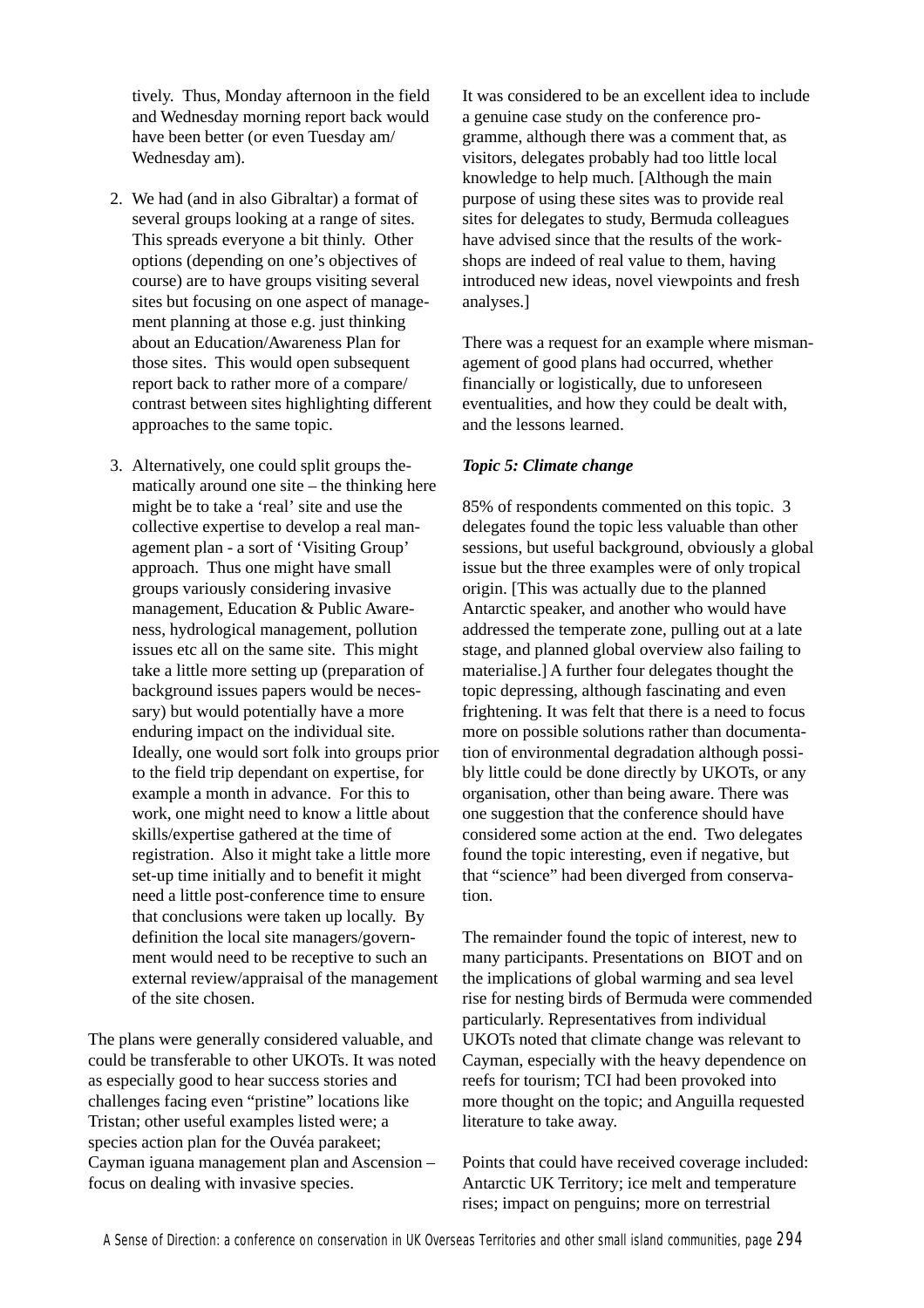tively. Thus, Monday afternoon in the field and Wednesday morning report back would have been better (or even Tuesday am/ Wednesday am).

2. We had (and in also Gibraltar) a format of several groups looking at a range of sites. This spreads everyone a bit thinly. Other options (depending on one's objectives of course) are to have groups visiting several sites but focusing on one aspect of management planning at those e.g. just thinking about an Education/Awareness Plan for those sites. This would open subsequent report back to rather more of a compare/ contrast between sites highlighting different approaches to the same topic.

3. Alternatively, one could split groups thematically around one site – the thinking here might be to take a 'real' site and use the collective expertise to develop a real management plan - a sort of 'Visiting Group' approach. Thus one might have small groups variously considering invasive management, Education & Public Awareness, hydrological management, pollution issues etc all on the same site. This might take a little more setting up (preparation of background issues papers would be necessary) but would potentially have a more enduring impact on the individual site. Ideally, one would sort folk into groups prior to the field trip dependant on expertise, for example a month in advance. For this to work, one might need to know a little about skills/expertise gathered at the time of registration. Also it might take a little more set-up time initially and to benefit it might need a little post-conference time to ensure that conclusions were taken up locally. By definition the local site managers/government would need to be receptive to such an external review/appraisal of the management of the site chosen.

The plans were generally considered valuable, and could be transferable to other UKOTs. It was noted as especially good to hear success stories and challenges facing even "pristine" locations like Tristan; other useful examples listed were; a species action plan for the Ouvéa parakeet; Cayman iguana management plan and Ascension – focus on dealing with invasive species.

It was considered to be an excellent idea to include a genuine case study on the conference programme, although there was a comment that, as visitors, delegates probably had too little local knowledge to help much. [Although the main purpose of using these sites was to provide real sites for delegates to study, Bermuda colleagues have advised since that the results of the workshops are indeed of real value to them, having introduced new ideas, novel viewpoints and fresh analyses.]

There was a request for an example where mismanagement of good plans had occurred, whether financially or logistically, due to unforeseen eventualities, and how they could be dealt with, and the lessons learned.

***Topic 5: Climate change***

85% of respondents commented on this topic. 3 delegates found the topic less valuable than other sessions, but useful background, obviously a global issue but the three examples were of only tropical origin. [This was actually due to the planned Antarctic speaker, and another who would have addressed the temperate zone, pulling out at a late stage, and planned global overview also failing to materialise.] A further four delegates thought the topic depressing, although fascinating and even frightening. It was felt that there is a need to focus more on possible solutions rather than documentation of environmental degradation although possibly little could be done directly by UKOTs, or any organisation, other than being aware. There was one suggestion that the conference should have considered some action at the end. Two delegates found the topic interesting, even if negative, but that "science" had been diverged from conservation.

The remainder found the topic of interest, new to many participants. Presentations on BIOT and on the implications of global warming and sea level rise for nesting birds of Bermuda were commended particularly. Representatives from individual UKOTs noted that climate change was relevant to Cayman, especially with the heavy dependence on reefs for tourism; TCI had been provoked into more thought on the topic; and Anguilla requested literature to take away.

Points that could have received coverage included: Antarctic UK Territory; ice melt and temperature rises; impact on penguins; more on terrestrial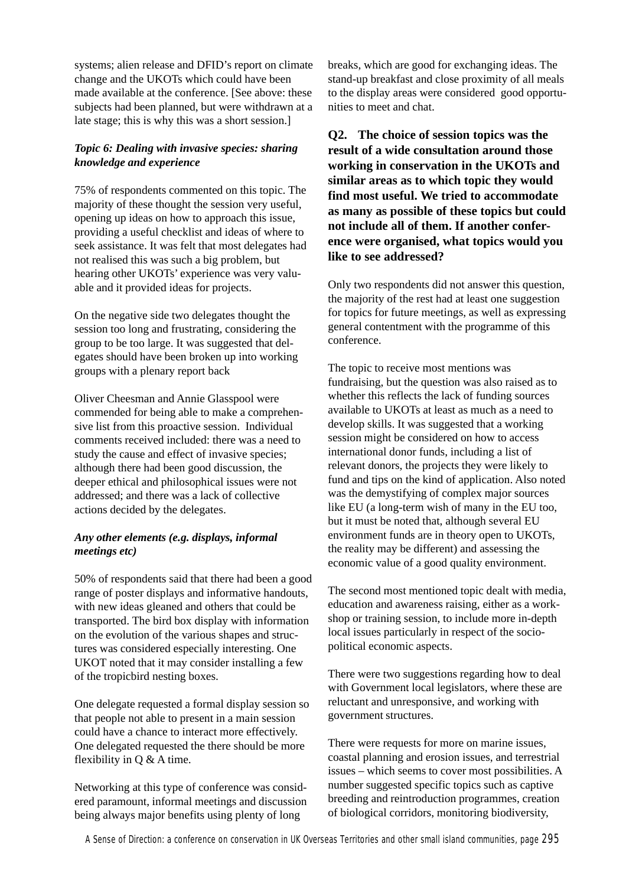systems; alien release and DFID's report on climate change and the UKOTs which could have been made available at the conference. [See above: these subjects had been planned, but were withdrawn at a late stage; this is why this was a short session.]

### *Topic 6: Dealing with invasive species: sharing knowledge and experience*

75% of respondents commented on this topic. The majority of these thought the session very useful, opening up ideas on how to approach this issue, providing a useful checklist and ideas of where to seek assistance. It was felt that most delegates had not realised this was such a big problem, but hearing other UKOTs' experience was very valuable and it provided ideas for projects.

On the negative side two delegates thought the session too long and frustrating, considering the group to be too large. It was suggested that delegates should have been broken up into working groups with a plenary report back

Oliver Cheesman and Annie Glasspool were commended for being able to make a comprehensive list from this proactive session. Individual comments received included: there was a need to study the cause and effect of invasive species; although there had been good discussion, the deeper ethical and philosophical issues were not addressed; and there was a lack of collective actions decided by the delegates.

### *Any other elements (e.g. displays, informal meetings etc)*

50% of respondents said that there had been a good range of poster displays and informative handouts, with new ideas gleaned and others that could be transported. The bird box display with information on the evolution of the various shapes and structures was considered especially interesting. One UKOT noted that it may consider installing a few of the tropicbird nesting boxes.

One delegate requested a formal display session so that people not able to present in a main session could have a chance to interact more effectively. One delegated requested the there should be more flexibility in Q & A time.

Networking at this type of conference was considered paramount, informal meetings and discussion being always major benefits using plenty of long breaks, which are good for exchanging ideas. The stand-up breakfast and close proximity of all meals to the display areas were considered good opportunities to meet and chat.

### **Q2. The choice of session topics was the result of a wide consultation around those working in conservation in the UKOTs and similar areas as to which topic they would find most useful. We tried to accommodate as many as possible of these topics but could not include all of them. If another conference were organised, what topics would you like to see addressed?**

Only two respondents did not answer this question, the majority of the rest had at least one suggestion for topics for future meetings, as well as expressing general contentment with the programme of this conference.

The topic to receive most mentions was fundraising, but the question was also raised as to whether this reflects the lack of funding sources available to UKOTs at least as much as a need to develop skills. It was suggested that a working session might be considered on how to access international donor funds, including a list of relevant donors, the projects they were likely to fund and tips on the kind of application. Also noted was the demystifying of complex major sources like EU (a long-term wish of many in the EU too, but it must be noted that, although several EU environment funds are in theory open to UKOTs, the reality may be different) and assessing the economic value of a good quality environment.

The second most mentioned topic dealt with media, education and awareness raising, either as a workshop or training session, to include more in-depth local issues particularly in respect of the socio-political economic aspects.

There were two suggestions regarding how to deal with Government local legislators, where these are reluctant and unresponsive, and working with government structures.

There were requests for more on marine issues, coastal planning and erosion issues, and terrestrial issues – which seems to cover most possibilities. A number suggested specific topics such as captive breeding and reintroduction programmes, creation of biological corridors, monitoring biodiversity,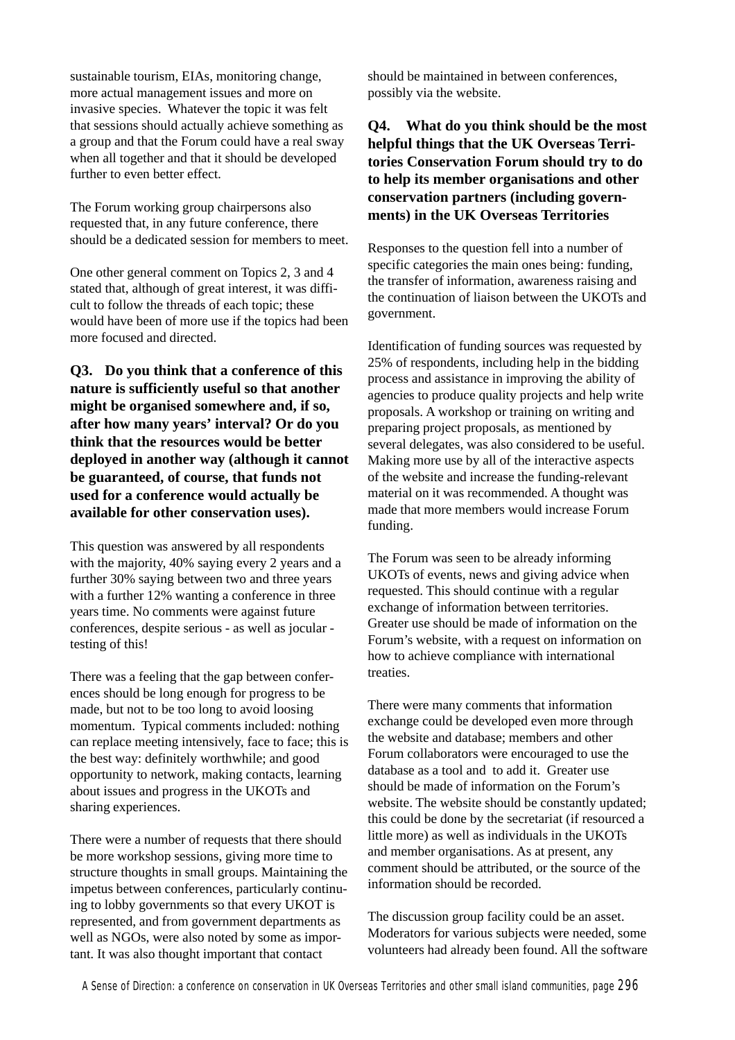sustainable tourism, EIAs, monitoring change, more actual management issues and more on invasive species. Whatever the topic it was felt that sessions should actually achieve something as a group and that the Forum could have a real sway when all together and that it should be developed further to even better effect.

The Forum working group chairpersons also requested that, in any future conference, there should be a dedicated session for members to meet.

One other general comment on Topics 2, 3 and 4 stated that, although of great interest, it was difficult to follow the threads of each topic; these would have been of more use if the topics had been more focused and directed.

**Q3. Do you think that a conference of this nature is sufficiently useful so that another might be organised somewhere and, if so, after how many years' interval? Or do you think that the resources would be better deployed in another way (although it cannot be guaranteed, of course, that funds not used for a conference would actually be available for other conservation uses).**

This question was answered by all respondents with the majority, 40% saying every 2 years and a further 30% saying between two and three years with a further 12% wanting a conference in three years time. No comments were against future conferences, despite serious - as well as jocular - testing of this!

There was a feeling that the gap between conferences should be long enough for progress to be made, but not to be too long to avoid loosing momentum. Typical comments included: nothing can replace meeting intensively, face to face; this is the best way: definitely worthwhile; and good opportunity to network, making contacts, learning about issues and progress in the UKOTs and sharing experiences.

There were a number of requests that there should be more workshop sessions, giving more time to structure thoughts in small groups. Maintaining the impetus between conferences, particularly continuing to lobby governments so that every UKOT is represented, and from government departments as well as NGOs, were also noted by some as important. It was also thought important that contact should be maintained in between conferences, possibly via the website.

**Q4. What do you think should be the most helpful things that the UK Overseas Territories Conservation Forum should try to do to help its member organisations and other conservation partners (including governments) in the UK Overseas Territories**

Responses to the question fell into a number of specific categories the main ones being: funding, the transfer of information, awareness raising and the continuation of liaison between the UKOTs and government.

Identification of funding sources was requested by 25% of respondents, including help in the bidding process and assistance in improving the ability of agencies to produce quality projects and help write proposals. A workshop or training on writing and preparing project proposals, as mentioned by several delegates, was also considered to be useful. Making more use by all of the interactive aspects of the website and increase the funding-relevant material on it was recommended. A thought was made that more members would increase Forum funding.

The Forum was seen to be already informing UKOTs of events, news and giving advice when requested. This should continue with a regular exchange of information between territories. Greater use should be made of information on the Forum's website, with a request on information on how to achieve compliance with international treaties.

There were many comments that information exchange could be developed even more through the website and database; members and other Forum collaborators were encouraged to use the database as a tool and to add it. Greater use should be made of information on the Forum's website. The website should be constantly updated; this could be done by the secretariat (if resourced a little more) as well as individuals in the UKOTs and member organisations. As at present, any comment should be attributed, or the source of the information should be recorded.

The discussion group facility could be an asset. Moderators for various subjects were needed, some volunteers had already been found. All the software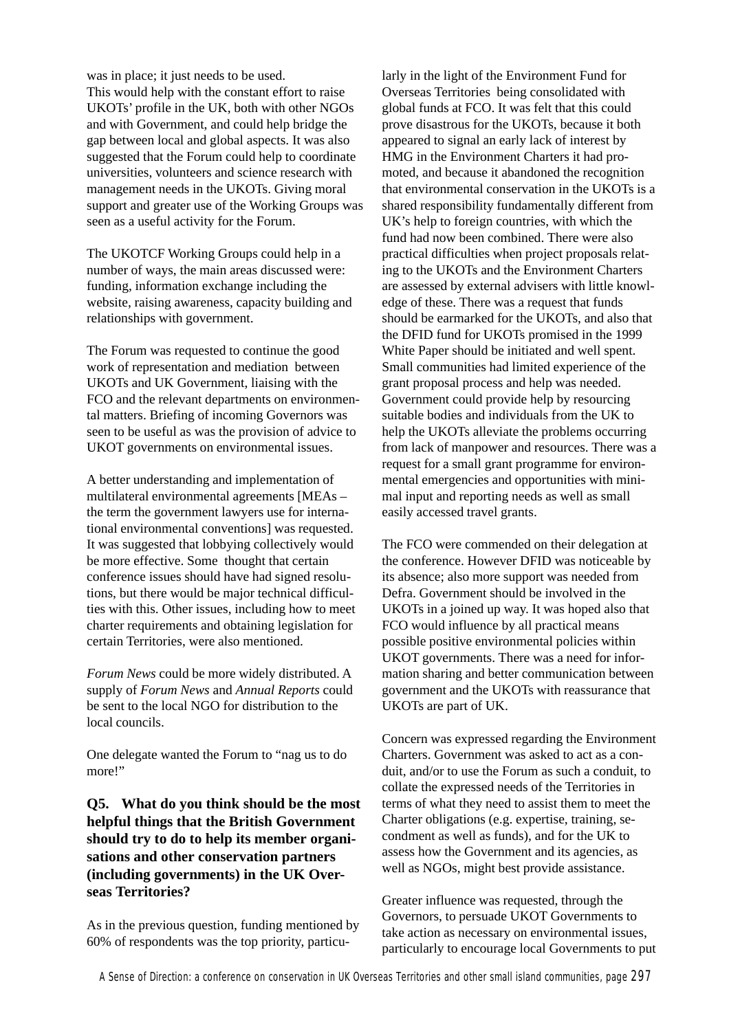was in place; it just needs to be used. This would help with the constant effort to raise UKOTs' profile in the UK, both with other NGOs and with Government, and could help bridge the gap between local and global aspects. It was also suggested that the Forum could help to coordinate universities, volunteers and science research with management needs in the UKOTs. Giving moral support and greater use of the Working Groups was seen as a useful activity for the Forum.

The UKOTCF Working Groups could help in a number of ways, the main areas discussed were: funding, information exchange including the website, raising awareness, capacity building and relationships with government.

The Forum was requested to continue the good work of representation and mediation between UKOTs and UK Government, liaising with the FCO and the relevant departments on environmental matters. Briefing of incoming Governors was seen to be useful as was the provision of advice to UKOT governments on environmental issues.

A better understanding and implementation of multilateral environmental agreements [MEAs – the term the government lawyers use for international environmental conventions] was requested. It was suggested that lobbying collectively would be more effective. Some thought that certain conference issues should have had signed resolutions, but there would be major technical difficulties with this. Other issues, including how to meet charter requirements and obtaining legislation for certain Territories, were also mentioned.

*Forum News* could be more widely distributed. A supply of *Forum News* and *Annual Reports* could be sent to the local NGO for distribution to the local councils.

One delegate wanted the Forum to "nag us to do more!"

**Q5. What do you think should be the most helpful things that the British Government should try to do to help its member organisations and other conservation partners (including governments) in the UK Overseas Territories?**

As in the previous question, funding mentioned by 60% of respondents was the top priority, particularly in the light of the Environment Fund for Overseas Territories being consolidated with global funds at FCO. It was felt that this could prove disastrous for the UKOTs, because it both appeared to signal an early lack of interest by HMG in the Environment Charters it had promoted, and because it abandoned the recognition that environmental conservation in the UKOTs is a shared responsibility fundamentally different from UK's help to foreign countries, with which the fund had now been combined. There were also practical difficulties when project proposals relating to the UKOTs and the Environment Charters are assessed by external advisers with little knowledge of these. There was a request that funds should be earmarked for the UKOTs, and also that the DFID fund for UKOTs promised in the 1999 White Paper should be initiated and well spent. Small communities had limited experience of the grant proposal process and help was needed. Government could provide help by resourcing suitable bodies and individuals from the UK to help the UKOTs alleviate the problems occurring from lack of manpower and resources. There was a request for a small grant programme for environmental emergencies and opportunities with minimal input and reporting needs as well as small easily accessed travel grants.

The FCO were commended on their delegation at the conference. However DFID was noticeable by its absence; also more support was needed from Defra. Government should be involved in the UKOTs in a joined up way. It was hoped also that FCO would influence by all practical means possible positive environmental policies within UKOT governments. There was a need for information sharing and better communication between government and the UKOTs with reassurance that UKOTs are part of UK.

Concern was expressed regarding the Environment Charters. Government was asked to act as a conduit, and/or to use the Forum as such a conduit, to collate the expressed needs of the Territories in terms of what they need to assist them to meet the Charter obligations (e.g. expertise, training, secondment as well as funds), and for the UK to assess how the Government and its agencies, as well as NGOs, might best provide assistance.

Greater influence was requested, through the Governors, to persuade UKOT Governments to take action as necessary on environmental issues, particularly to encourage local Governments to put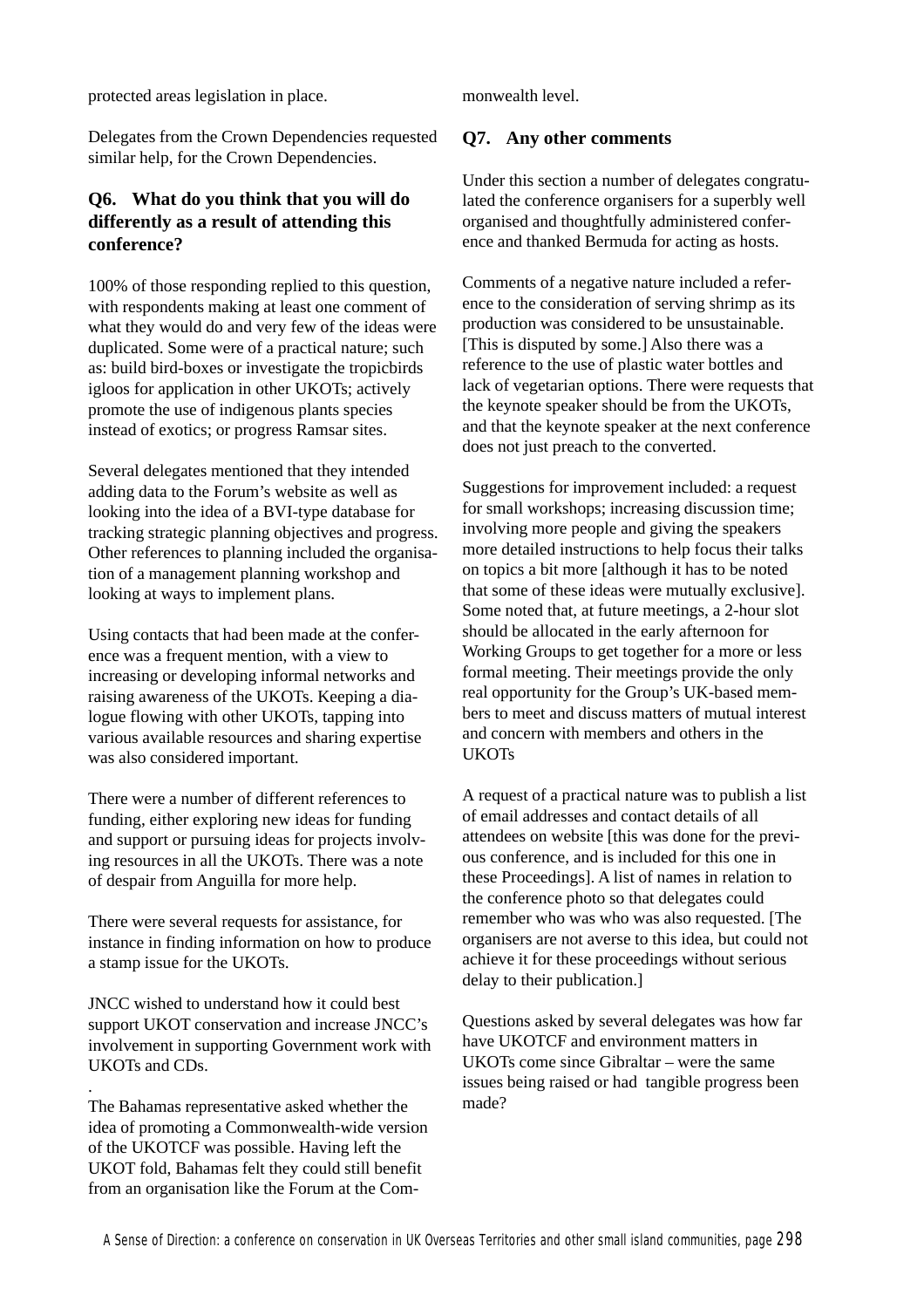protected areas legislation in place.

Delegates from the Crown Dependencies requested similar help, for the Crown Dependencies.

### Q6. What do you think that you will do differently as a result of attending this conference?

100% of those responding replied to this question, with respondents making at least one comment of what they would do and very few of the ideas were duplicated. Some were of a practical nature; such as: build bird-boxes or investigate the tropicbirds igloos for application in other UKOTs; actively promote the use of indigenous plants species instead of exotics; or progress Ramsar sites.

Several delegates mentioned that they intended adding data to the Forum's website as well as looking into the idea of a BVI-type database for tracking strategic planning objectives and progress. Other references to planning included the organisation of a management planning workshop and looking at ways to implement plans.

Using contacts that had been made at the conference was a frequent mention, with a view to increasing or developing informal networks and raising awareness of the UKOTs. Keeping a dialogue flowing with other UKOTs, tapping into various available resources and sharing expertise was also considered important.

There were a number of different references to funding, either exploring new ideas for funding and support or pursuing ideas for projects involving resources in all the UKOTs. There was a note of despair from Anguilla for more help.

There were several requests for assistance, for instance in finding information on how to produce a stamp issue for the UKOTs.

JNCC wished to understand how it could best support UKOT conservation and increase JNCC's involvement in supporting Government work with UKOTs and CDs.

.

The Bahamas representative asked whether the idea of promoting a Commonwealth-wide version of the UKOTCF was possible. Having left the UKOT fold, Bahamas felt they could still benefit from an organisation like the Forum at the Commonwealth level.

### Q7. Any other comments

Under this section a number of delegates congratulated the conference organisers for a superbly well organised and thoughtfully administered conference and thanked Bermuda for acting as hosts.

Comments of a negative nature included a reference to the consideration of serving shrimp as its production was considered to be unsustainable. [This is disputed by some.] Also there was a reference to the use of plastic water bottles and lack of vegetarian options. There were requests that the keynote speaker should be from the UKOTs, and that the keynote speaker at the next conference does not just preach to the converted.

Suggestions for improvement included: a request for small workshops; increasing discussion time; involving more people and giving the speakers more detailed instructions to help focus their talks on topics a bit more [although it has to be noted that some of these ideas were mutually exclusive]. Some noted that, at future meetings, a 2-hour slot should be allocated in the early afternoon for Working Groups to get together for a more or less formal meeting. Their meetings provide the only real opportunity for the Group's UK-based members to meet and discuss matters of mutual interest and concern with members and others in the UKOTs

A request of a practical nature was to publish a list of email addresses and contact details of all attendees on website [this was done for the previous conference, and is included for this one in these Proceedings]. A list of names in relation to the conference photo so that delegates could remember who was who was also requested. [The organisers are not averse to this idea, but could not achieve it for these proceedings without serious delay to their publication.]

Questions asked by several delegates was how far have UKOTCF and environment matters in UKOTs come since Gibraltar – were the same issues being raised or had tangible progress been made?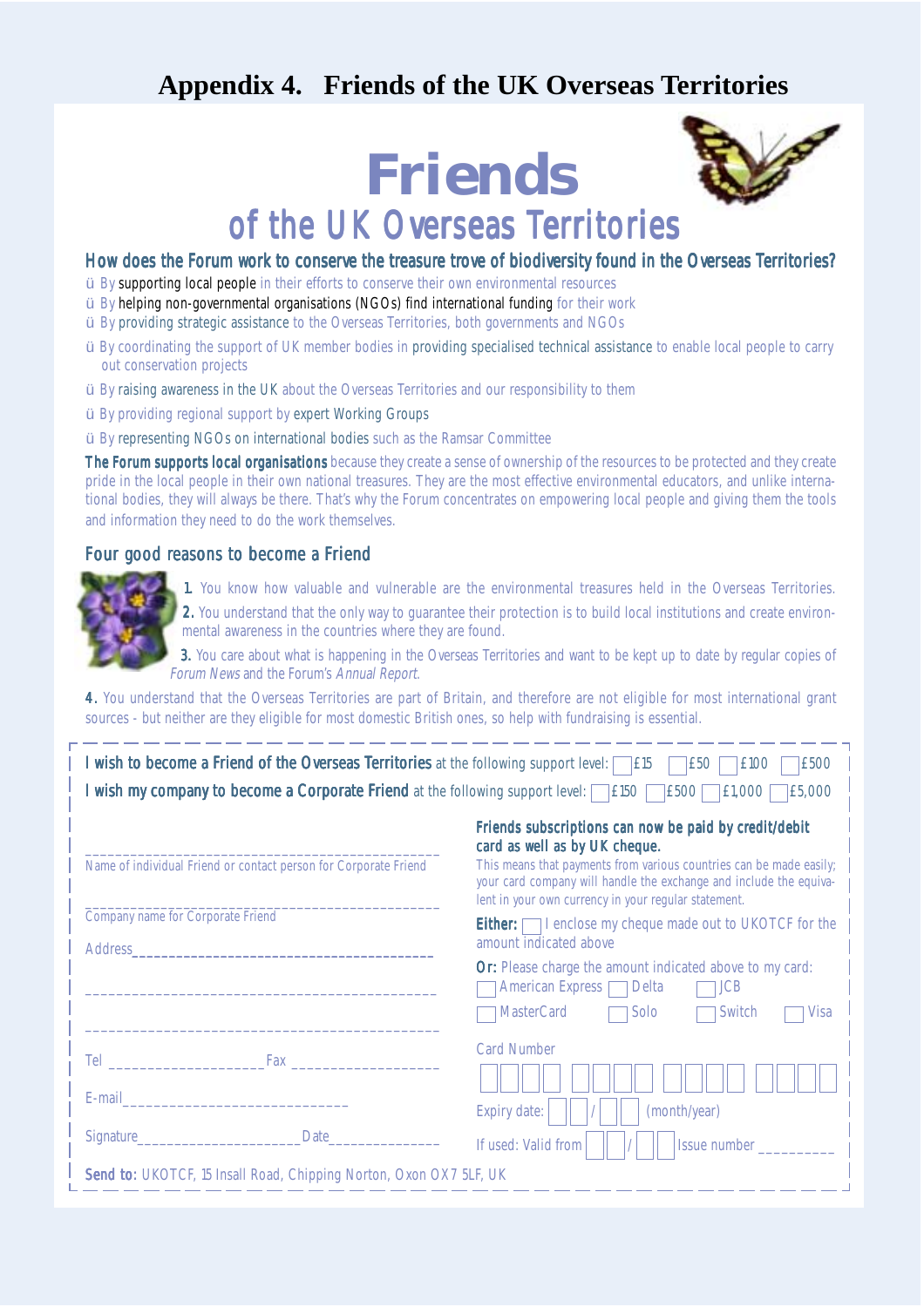# Appendix 4. Friends of the UK Overseas Territories

## Friends
## of the UK Overseas Territories

### How does the Forum work to conserve the treasure trove of biodiversity found in the Overseas Territories?

- By **supporting local people** in their efforts to conserve their own environmental resources
- By **helping non-governmental organisations (NGOs) find international funding** for their work
- By **providing strategic assistance** to the Overseas Territories, both governments and NGOs
- By coordinating the support of UK member bodies in **providing specialised technical assistance** to enable local people to carry out conservation projects
- By **raising awareness in the UK** about the Overseas Territories and our responsibility to them
- By providing regional support by **expert Working Groups**
- By **representing NGOs on international bodies** such as the Ramsar Committee

**The Forum supports local organisations** because they create a sense of ownership of the resources to be protected and they create pride in the local people in their own national treasures. They are the most effective environmental educators, and unlike international bodies, they will always be there. That's why the Forum concentrates on empowering local people and giving them the tools and information they need to do the work themselves.

### Four good reasons to become a Friend

**1.** You know how valuable and vulnerable are the environmental treasures held in the Overseas Territories.

**2.** You understand that the only way to guarantee their protection is to build local institutions and create environmental awareness in the countries where they are found.

**3.** You care about what is happening in the Overseas Territories and want to be kept up to date by regular copies of *Forum News* and the Forum's *Annual Report*.

**4.** You understand that the Overseas Territories are part of Britain, and therefore are not eligible for most international grant sources - but neither are they eligible for most domestic British ones, so help with fundraising is essential.

---

**I wish to become a Friend of the Overseas Territories** at the following support level: ☐ £15 ☐ £50 ☐ £100 ☐ £500

**I wish my company to become a Corporate Friend** at the following support level: ☐ £150 ☐ £500 ☐ £1,000 ☐ £5,000

____________________________________________
Name of individual Friend or contact person for Corporate Friend

____________________________________________
Company name for Corporate Friend

Address ____________________________________

____________________________________________

____________________________________________

Tel ____________________ Fax ____________________

E-mail ____________________________

Signature ____________________ Date ______________

**Friends subscriptions can now be paid by credit/debit card as well as by UK cheque.**

This means that payments from various countries can be made easily; your card company will handle the exchange and include the equivalent in your own currency in your regular statement.

**Either:** ☐ I enclose my cheque made out to UKOTCF for the amount indicated above

**Or:** Please charge the amount indicated above to my card:
☐ American Express ☐ Delta ☐ JCB
☐ MasterCard ☐ Solo ☐ Switch ☐ Visa

Card Number ☐☐☐☐ ☐☐☐☐ ☐☐☐☐ ☐☐☐☐

Expiry date: ☐☐ / ☐☐ (month/year)

If used: Valid from ☐☐ / ☐☐ Issue number _________

**Send to:** UKOTCF, 15 Insall Road, Chipping Norton, Oxon OX7 5LF, UK